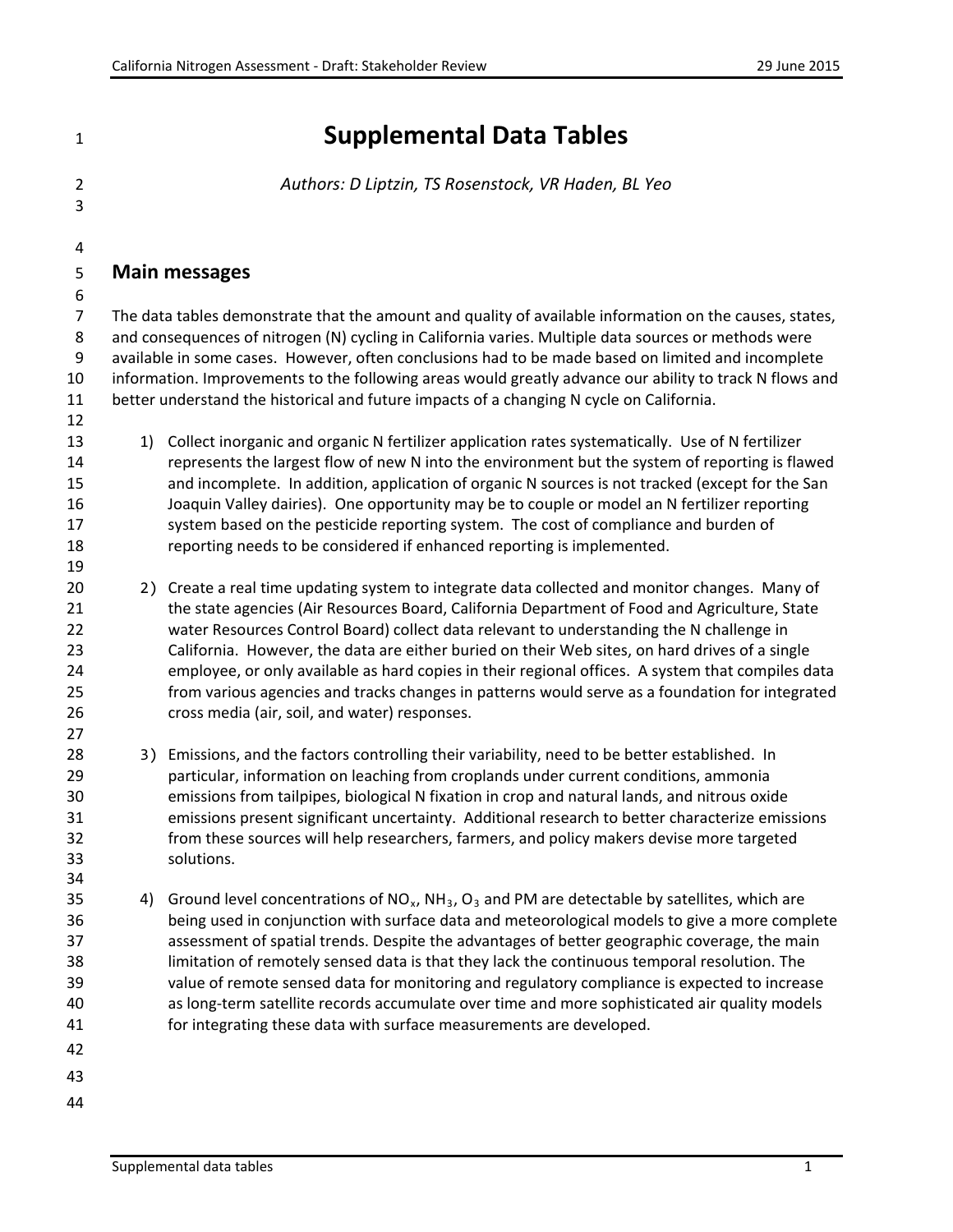# Supplemental Data Tables

*Authors: D Liptzin, TS Rosenstock, VR Haden, BL Yeo*

## Main messages

The data tables demonstrate that the amount and quality of available information on the causes, states, and consequences of nitrogen (N) cycling in California varies. Multiple data sources or methods were available in some cases. However, often conclusions had to be made based on limited and incomplete information. Improvements to the following areas would greatly advance our ability to track N flows and better understand the historical and future impacts of a changing N cycle on California.

1) Collect inorganic and organic N fertilizer application rates systematically. Use of N fertilizer represents the largest flow of new N into the environment but the system of reporting is flawed and incomplete. In addition, application of organic N sources is not tracked (except for the San Joaquin Valley dairies). One opportunity may be to couple or model an N fertilizer reporting system based on the pesticide reporting system. The cost of compliance and burden of reporting needs to be considered if enhanced reporting is implemented.

2) Create a real time updating system to integrate data collected and monitor changes. Many of the state agencies (Air Resources Board, California Department of Food and Agriculture, State water Resources Control Board) collect data relevant to understanding the N challenge in California. However, the data are either buried on their Web sites, on hard drives of a single employee, or only available as hard copies in their regional offices. A system that compiles data from various agencies and tracks changes in patterns would serve as a foundation for integrated cross media (air, soil, and water) responses.

3) Emissions, and the factors controlling their variability, need to be better established. In particular, information on leaching from croplands under current conditions, ammonia emissions from tailpipes, biological N fixation in crop and natural lands, and nitrous oxide emissions present significant uncertainty. Additional research to better characterize emissions from these sources will help researchers, farmers, and policy makers devise more targeted solutions.

4) Ground level concentrations of $NO_x$, $NH_3$, $O_3$ and PM are detectable by satellites, which are being used in conjunction with surface data and meteorological models to give a more complete assessment of spatial trends. Despite the advantages of better geographic coverage, the main limitation of remotely sensed data is that they lack the continuous temporal resolution. The value of remote sensed data for monitoring and regulatory compliance is expected to increase as long-term satellite records accumulate over time and more sophisticated air quality models for integrating these data with surface measurements are developed.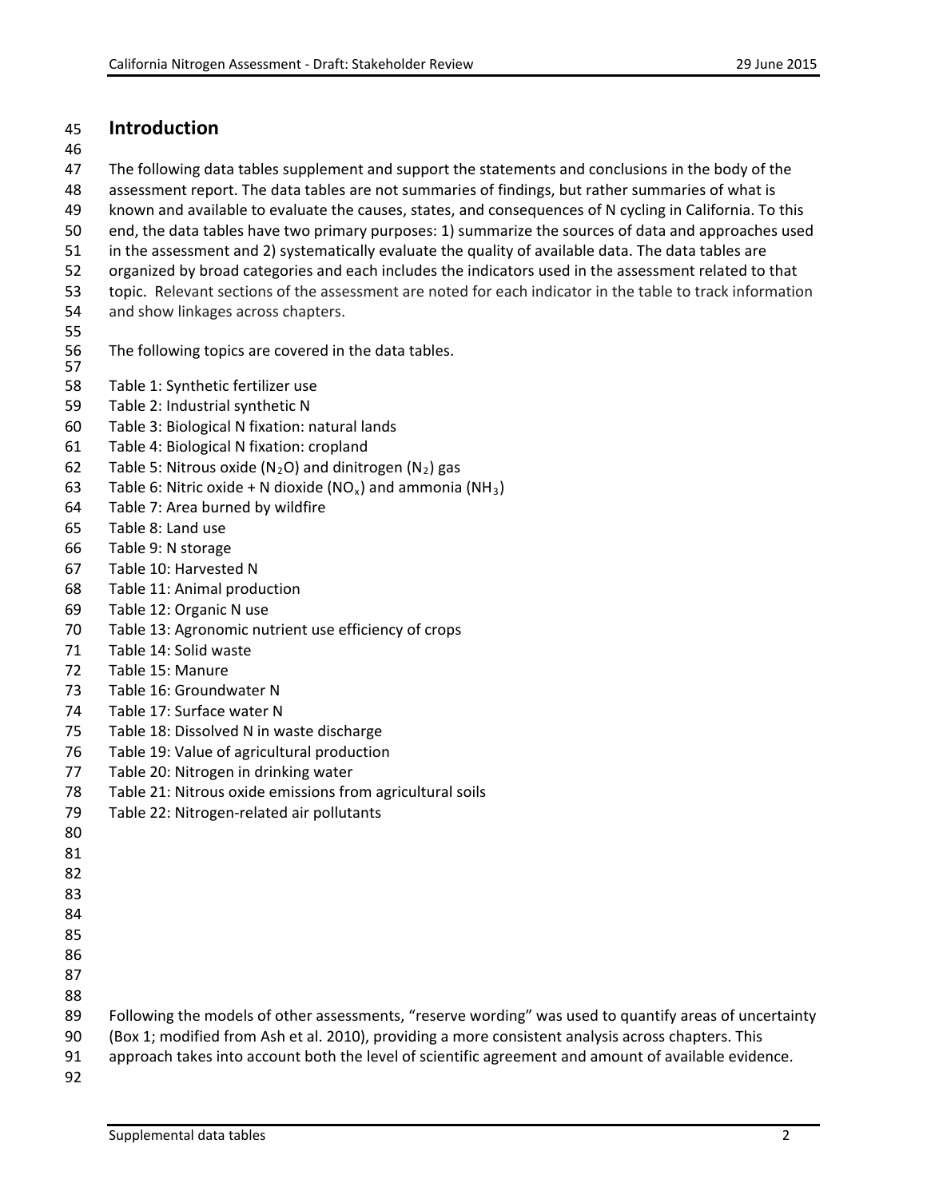# Introduction

The following data tables supplement and support the statements and conclusions in the body of the assessment report. The data tables are not summaries of findings, but rather summaries of what is known and available to evaluate the causes, states, and consequences of N cycling in California. To this end, the data tables have two primary purposes: 1) summarize the sources of data and approaches used in the assessment and 2) systematically evaluate the quality of available data. The data tables are organized by broad categories and each includes the indicators used in the assessment related to that topic. Relevant sections of the assessment are noted for each indicator in the table to track information and show linkages across chapters.

The following topics are covered in the data tables.

Table 1: Synthetic fertilizer use
Table 2: Industrial synthetic N
Table 3: Biological N fixation: natural lands
Table 4: Biological N fixation: cropland
Table 5: Nitrous oxide ($N_2O$) and dinitrogen ($N_2$) gas
Table 6: Nitric oxide + N dioxide ($NO_x$) and ammonia ($NH_3$)
Table 7: Area burned by wildfire
Table 8: Land use
Table 9: N storage
Table 10: Harvested N
Table 11: Animal production
Table 12: Organic N use
Table 13: Agronomic nutrient use efficiency of crops
Table 14: Solid waste
Table 15: Manure
Table 16: Groundwater N
Table 17: Surface water N
Table 18: Dissolved N in waste discharge
Table 19: Value of agricultural production
Table 20: Nitrogen in drinking water
Table 21: Nitrous oxide emissions from agricultural soils
Table 22: Nitrogen-related air pollutants

Following the models of other assessments, "reserve wording" was used to quantify areas of uncertainty (Box 1; modified from Ash et al. 2010), providing a more consistent analysis across chapters. This approach takes into account both the level of scientific agreement and amount of available evidence.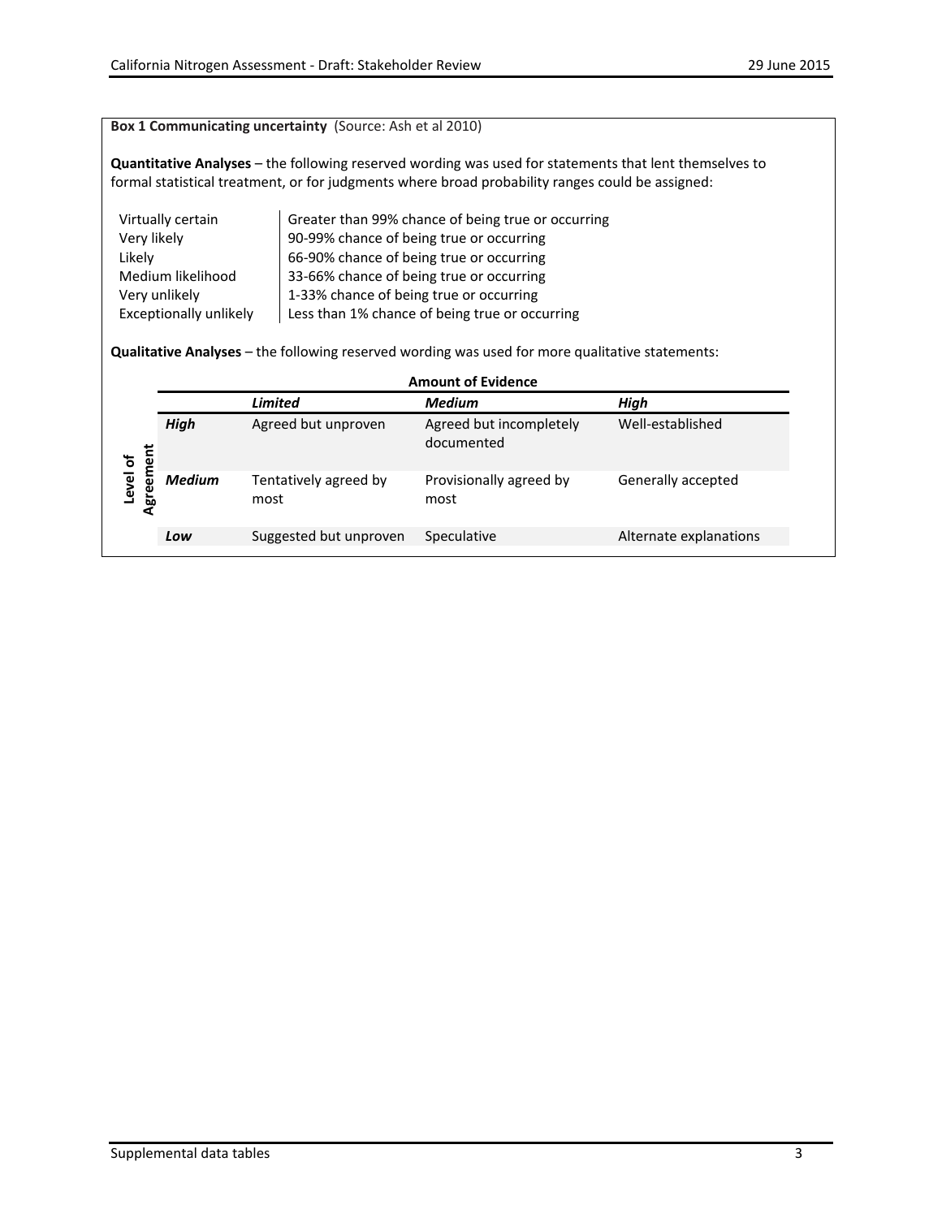**Box 1 Communicating uncertainty** (Source: Ash et al 2010)

**Quantitative Analyses** – the following reserved wording was used for statements that lent themselves to formal statistical treatment, or for judgments where broad probability ranges could be assigned:

| | |
|---|---|
| Virtually certain | Greater than 99% chance of being true or occurring |
| Very likely | 90-99% chance of being true or occurring |
| Likely | 66-90% chance of being true or occurring |
| Medium likelihood | 33-66% chance of being true or occurring |
| Very unlikely | 1-33% chance of being true or occurring |
| Exceptionally unlikely | Less than 1% chance of being true or occurring |

**Qualitative Analyses** – the following reserved wording was used for more qualitative statements:

| | | Amount of Evidence | | |
|---|---|---|---|---|
| | | ***Limited*** | ***Medium*** | ***High*** |
| **Level of Agreement** | ***High*** | Agreed but unproven | Agreed but incompletely documented | Well-established |
| | ***Medium*** | Tentatively agreed by most | Provisionally agreed by most | Generally accepted |
| | ***Low*** | Suggested but unproven | Speculative | Alternate explanations |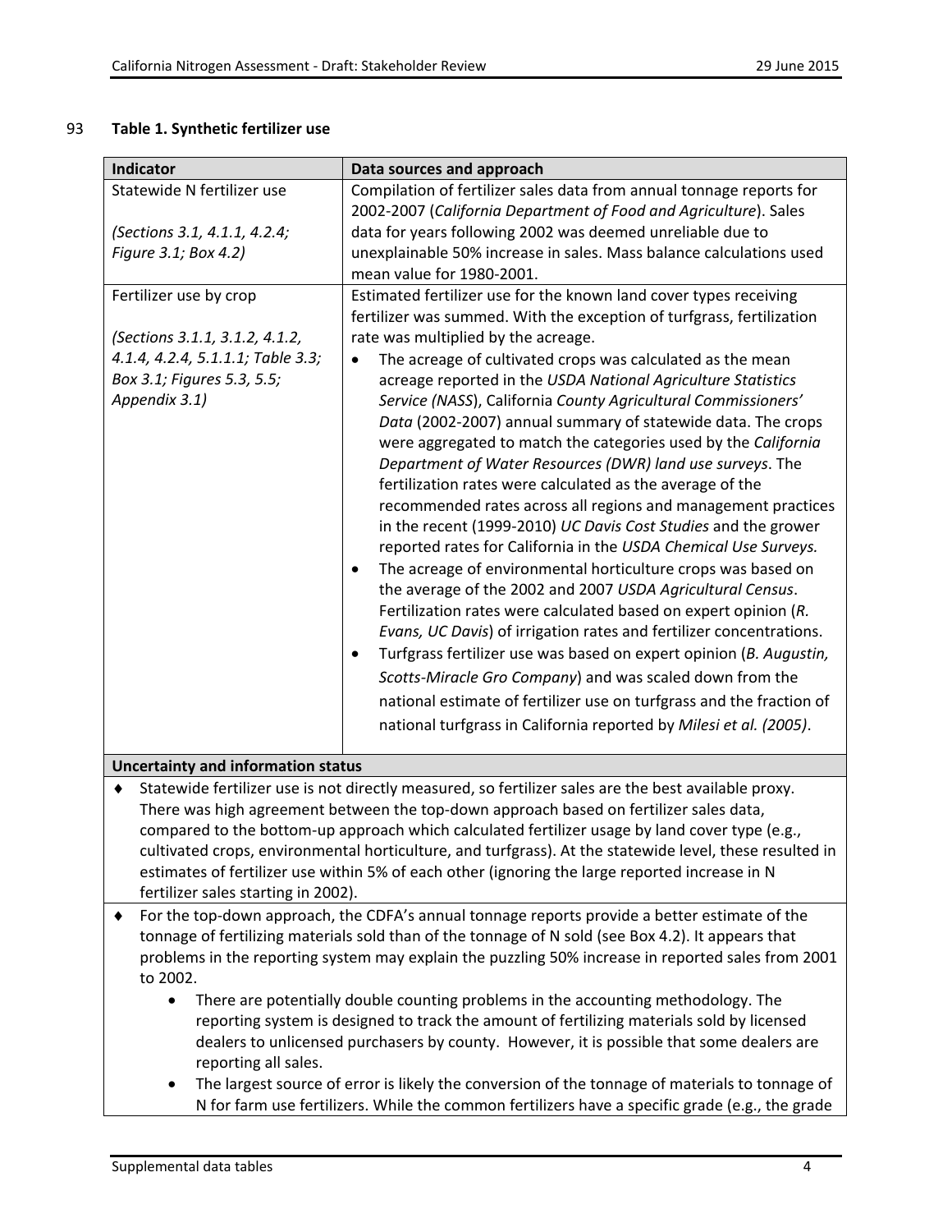93 **Table 1. Synthetic fertilizer use**

| Indicator | Data sources and approach |
|---|---|
| Statewide N fertilizer use<br><br>*(Sections 3.1, 4.1.1, 4.2.4; Figure 3.1; Box 4.2)* | Compilation of fertilizer sales data from annual tonnage reports for 2002-2007 (*California Department of Food and Agriculture*). Sales data for years following 2002 was deemed unreliable due to unexplainable 50% increase in sales. Mass balance calculations used mean value for 1980-2001. |
| Fertilizer use by crop<br><br>*(Sections 3.1.1, 3.1.2, 4.1.2, 4.1.4, 4.2.4, 5.1.1.1; Table 3.3; Box 3.1; Figures 5.3, 5.5; Appendix 3.1)* | Estimated fertilizer use for the known land cover types receiving fertilizer was summed. With the exception of turfgrass, fertilization rate was multiplied by the acreage.<br>• The acreage of cultivated crops was calculated as the mean acreage reported in the *USDA National Agriculture Statistics Service (NASS)*, California *County Agricultural Commissioners' Data* (2002-2007) annual summary of statewide data. The crops were aggregated to match the categories used by the *California Department of Water Resources (DWR) land use surveys*. The fertilization rates were calculated as the average of the recommended rates across all regions and management practices in the recent (1999-2010) *UC Davis Cost Studies* and the grower reported rates for California in the *USDA Chemical Use Surveys.*<br>• The acreage of environmental horticulture crops was based on the average of the 2002 and 2007 *USDA Agricultural Census*. Fertilization rates were calculated based on expert opinion (*R. Evans, UC Davis*) of irrigation rates and fertilizer concentrations.<br>• Turfgrass fertilizer use was based on expert opinion (*B. Augustin, Scotts-Miracle Gro Company*) and was scaled down from the national estimate of fertilizer use on turfgrass and the fraction of national turfgrass in California reported by *Milesi et al. (2005)*. |

**Uncertainty and information status**

- Statewide fertilizer use is not directly measured, so fertilizer sales are the best available proxy. There was high agreement between the top-down approach based on fertilizer sales data, compared to the bottom-up approach which calculated fertilizer usage by land cover type (e.g., cultivated crops, environmental horticulture, and turfgrass). At the statewide level, these resulted in estimates of fertilizer use within 5% of each other (ignoring the large reported increase in N fertilizer sales starting in 2002).
- For the top-down approach, the CDFA's annual tonnage reports provide a better estimate of the tonnage of fertilizing materials sold than of the tonnage of N sold (see Box 4.2). It appears that problems in the reporting system may explain the puzzling 50% increase in reported sales from 2001 to 2002.
  - There are potentially double counting problems in the accounting methodology. The reporting system is designed to track the amount of fertilizing materials sold by licensed dealers to unlicensed purchasers by county. However, it is possible that some dealers are reporting all sales.
  - The largest source of error is likely the conversion of the tonnage of materials to tonnage of N for farm use fertilizers. While the common fertilizers have a specific grade (e.g., the grade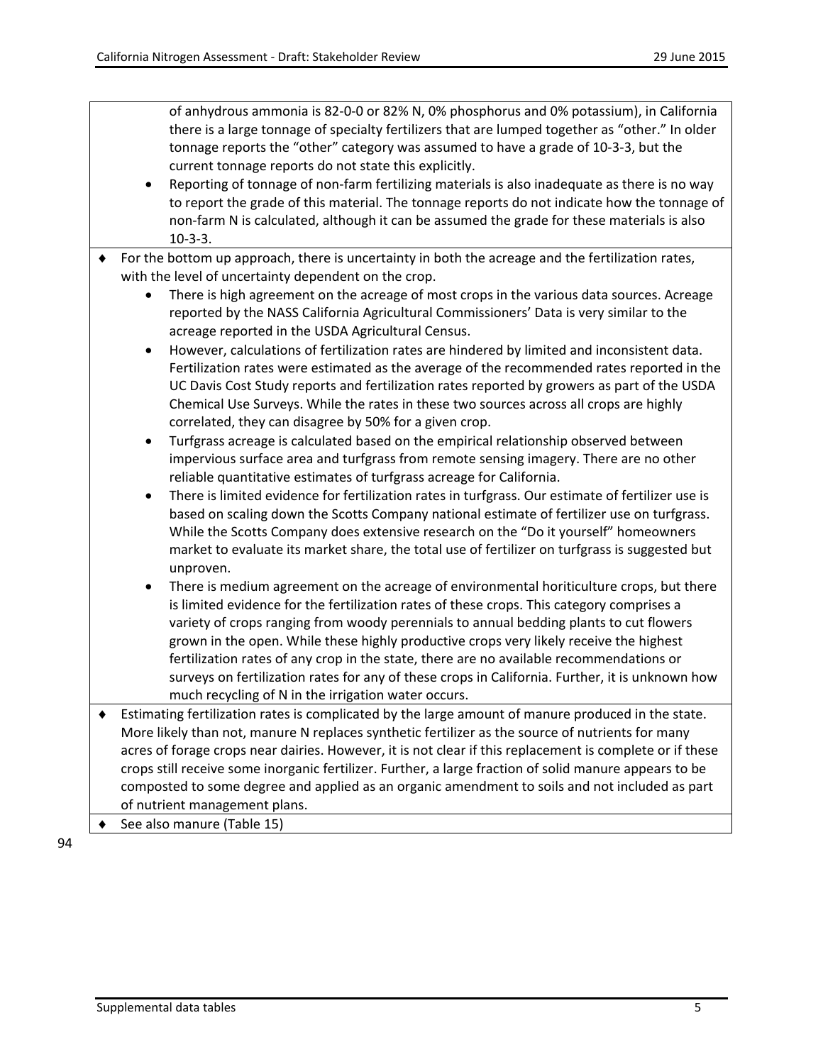of anhydrous ammonia is 82-0-0 or 82% N, 0% phosphorus and 0% potassium), in California there is a large tonnage of specialty fertilizers that are lumped together as "other." In older tonnage reports the "other" category was assumed to have a grade of 10-3-3, but the current tonnage reports do not state this explicitly.

- Reporting of tonnage of non-farm fertilizing materials is also inadequate as there is no way to report the grade of this material. The tonnage reports do not indicate how the tonnage of non-farm N is calculated, although it can be assumed the grade for these materials is also 10-3-3.

♦ For the bottom up approach, there is uncertainty in both the acreage and the fertilization rates, with the level of uncertainty dependent on the crop.

- There is high agreement on the acreage of most crops in the various data sources. Acreage reported by the NASS California Agricultural Commissioners' Data is very similar to the acreage reported in the USDA Agricultural Census.
- However, calculations of fertilization rates are hindered by limited and inconsistent data. Fertilization rates were estimated as the average of the recommended rates reported in the UC Davis Cost Study reports and fertilization rates reported by growers as part of the USDA Chemical Use Surveys. While the rates in these two sources across all crops are highly correlated, they can disagree by 50% for a given crop.
- Turfgrass acreage is calculated based on the empirical relationship observed between impervious surface area and turfgrass from remote sensing imagery. There are no other reliable quantitative estimates of turfgrass acreage for California.
- There is limited evidence for fertilization rates in turfgrass. Our estimate of fertilizer use is based on scaling down the Scotts Company national estimate of fertilizer use on turfgrass. While the Scotts Company does extensive research on the "Do it yourself" homeowners market to evaluate its market share, the total use of fertilizer on turfgrass is suggested but unproven.
- There is medium agreement on the acreage of environmental horiticulture crops, but there is limited evidence for the fertilization rates of these crops. This category comprises a variety of crops ranging from woody perennials to annual bedding plants to cut flowers grown in the open. While these highly productive crops very likely receive the highest fertilization rates of any crop in the state, there are no available recommendations or surveys on fertilization rates for any of these crops in California. Further, it is unknown how much recycling of N in the irrigation water occurs.

♦ Estimating fertilization rates is complicated by the large amount of manure produced in the state. More likely than not, manure N replaces synthetic fertilizer as the source of nutrients for many acres of forage crops near dairies. However, it is not clear if this replacement is complete or if these crops still receive some inorganic fertilizer. Further, a large fraction of solid manure appears to be composted to some degree and applied as an organic amendment to soils and not included as part of nutrient management plans.

♦ See also manure (Table 15)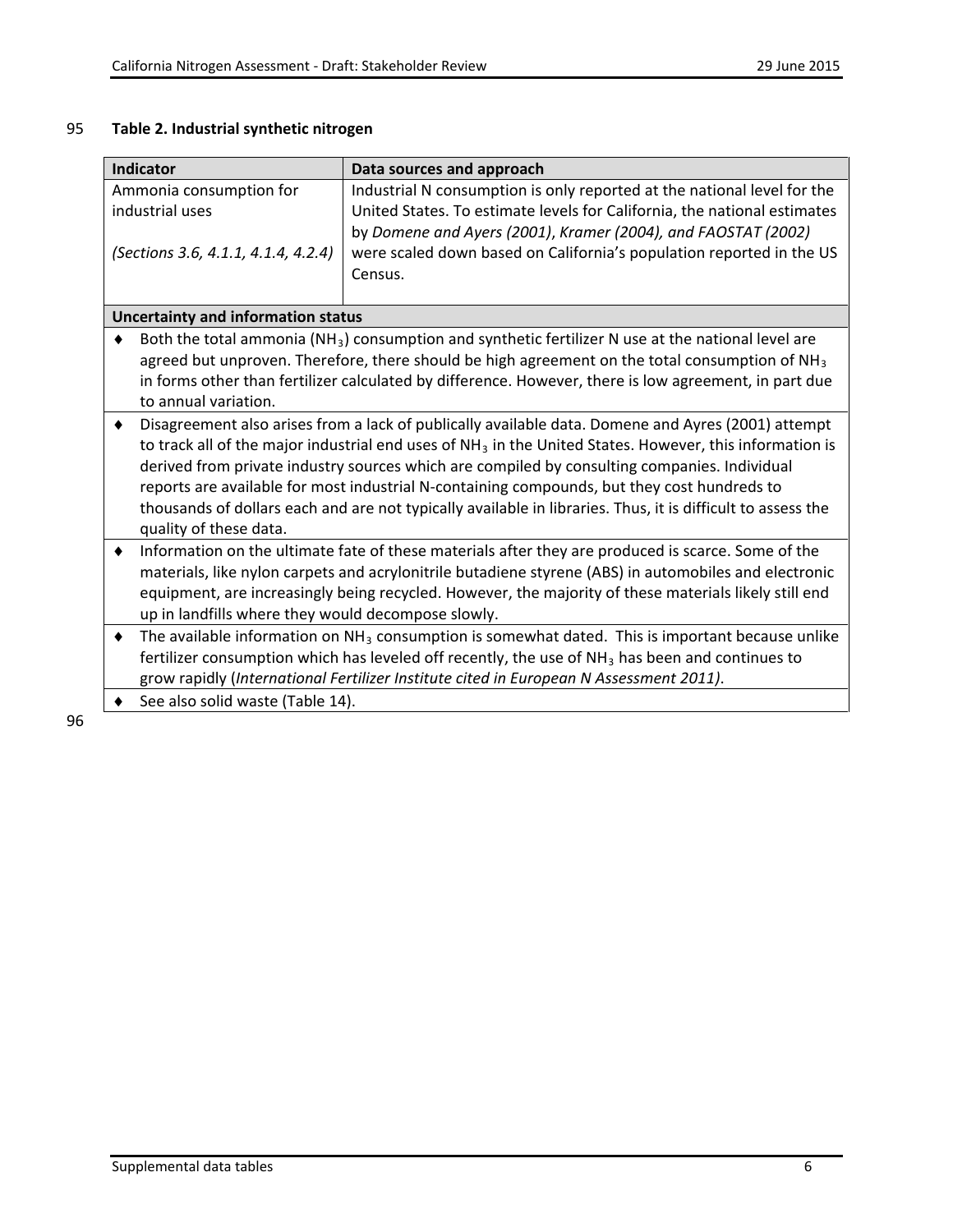**Table 2. Industrial synthetic nitrogen**

| Indicator | Data sources and approach |
|---|---|
| Ammonia consumption for industrial uses<br><br>*(Sections 3.6, 4.1.1, 4.1.4, 4.2.4)* | Industrial N consumption is only reported at the national level for the United States. To estimate levels for California, the national estimates by *Domene and Ayers (2001)*, *Kramer (2004), and FAOSTAT (2002)* were scaled down based on California's population reported in the US Census. |

**Uncertainty and information status**

- Both the total ammonia ($NH_3$) consumption and synthetic fertilizer N use at the national level are agreed but unproven. Therefore, there should be high agreement on the total consumption of $NH_3$ in forms other than fertilizer calculated by difference. However, there is low agreement, in part due to annual variation.
- Disagreement also arises from a lack of publically available data. Domene and Ayres (2001) attempt to track all of the major industrial end uses of $NH_3$ in the United States. However, this information is derived from private industry sources which are compiled by consulting companies. Individual reports are available for most industrial N-containing compounds, but they cost hundreds to thousands of dollars each and are not typically available in libraries. Thus, it is difficult to assess the quality of these data.
- Information on the ultimate fate of these materials after they are produced is scarce. Some of the materials, like nylon carpets and acrylonitrile butadiene styrene (ABS) in automobiles and electronic equipment, are increasingly being recycled. However, the majority of these materials likely still end up in landfills where they would decompose slowly.
- The available information on $NH_3$ consumption is somewhat dated. This is important because unlike fertilizer consumption which has leveled off recently, the use of $NH_3$ has been and continues to grow rapidly (*International Fertilizer Institute cited in European N Assessment 2011)*.
- See also solid waste (Table 14).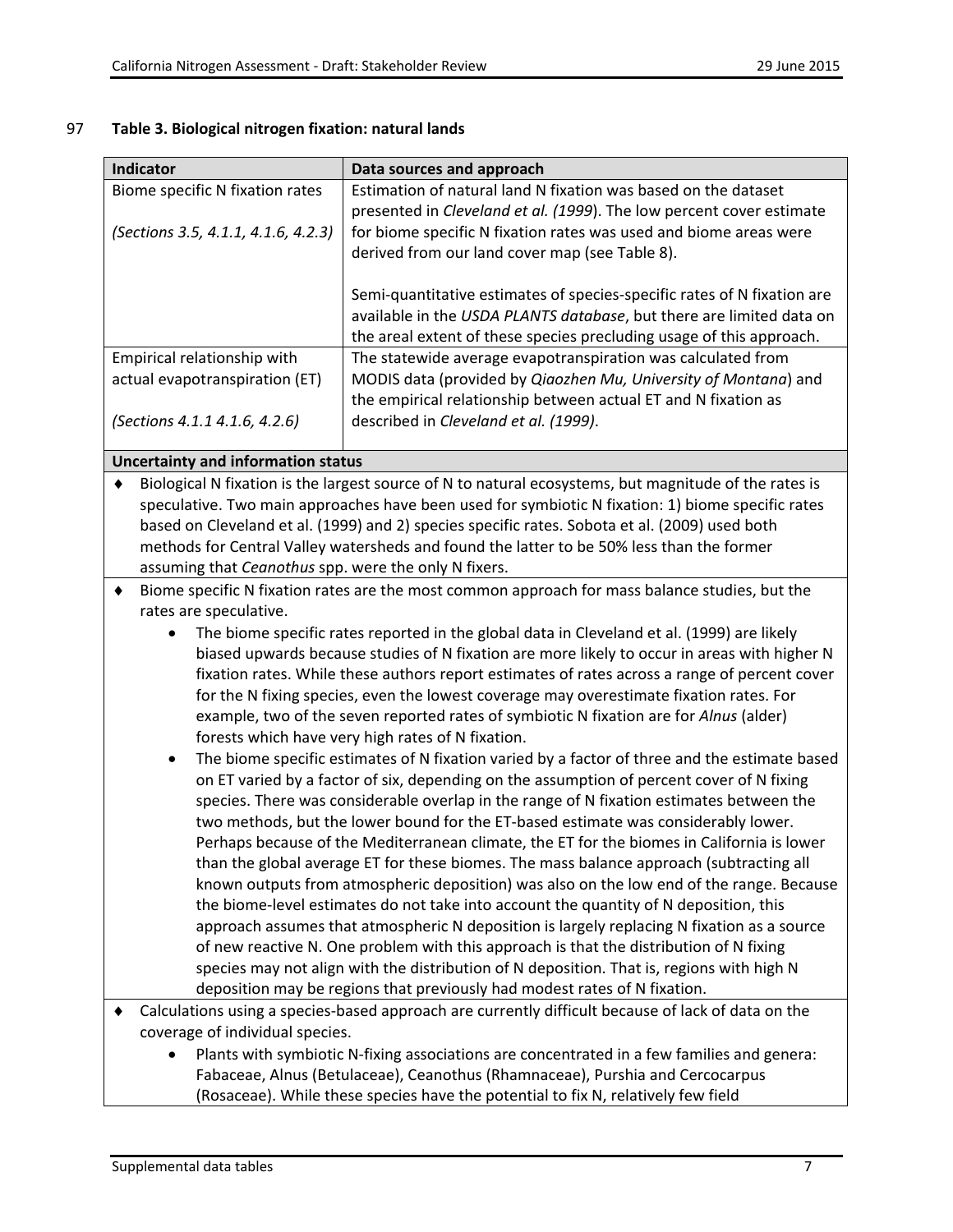97 **Table 3. Biological nitrogen fixation: natural lands**

| Indicator | Data sources and approach |
|---|---|
| Biome specific N fixation rates<br><br>*(Sections 3.5, 4.1.1, 4.1.6, 4.2.3)* | Estimation of natural land N fixation was based on the dataset presented in *Cleveland et al. (1999)*. The low percent cover estimate for biome specific N fixation rates was used and biome areas were derived from our land cover map (see Table 8).<br><br>Semi-quantitative estimates of species-specific rates of N fixation are available in the *USDA PLANTS database*, but there are limited data on the areal extent of these species precluding usage of this approach. |
| Empirical relationship with actual evapotranspiration (ET)<br><br>*(Sections 4.1.1 4.1.6, 4.2.6)* | The statewide average evapotranspiration was calculated from MODIS data (provided by *Qiaozhen Mu, University of Montana*) and the empirical relationship between actual ET and N fixation as described in *Cleveland et al. (1999)*. |

**Uncertainty and information status**

- ♦ Biological N fixation is the largest source of N to natural ecosystems, but magnitude of the rates is speculative. Two main approaches have been used for symbiotic N fixation: 1) biome specific rates based on Cleveland et al. (1999) and 2) species specific rates. Sobota et al. (2009) used both methods for Central Valley watersheds and found the latter to be 50% less than the former assuming that *Ceanothus* spp. were the only N fixers.
- ♦ Biome specific N fixation rates are the most common approach for mass balance studies, but the rates are speculative.
  - The biome specific rates reported in the global data in Cleveland et al. (1999) are likely biased upwards because studies of N fixation are more likely to occur in areas with higher N fixation rates. While these authors report estimates of rates across a range of percent cover for the N fixing species, even the lowest coverage may overestimate fixation rates. For example, two of the seven reported rates of symbiotic N fixation are for *Alnus* (alder) forests which have very high rates of N fixation.
  - The biome specific estimates of N fixation varied by a factor of three and the estimate based on ET varied by a factor of six, depending on the assumption of percent cover of N fixing species. There was considerable overlap in the range of N fixation estimates between the two methods, but the lower bound for the ET-based estimate was considerably lower. Perhaps because of the Mediterranean climate, the ET for the biomes in California is lower than the global average ET for these biomes. The mass balance approach (subtracting all known outputs from atmospheric deposition) was also on the low end of the range. Because the biome-level estimates do not take into account the quantity of N deposition, this approach assumes that atmospheric N deposition is largely replacing N fixation as a source of new reactive N. One problem with this approach is that the distribution of N fixing species may not align with the distribution of N deposition. That is, regions with high N deposition may be regions that previously had modest rates of N fixation.
- ♦ Calculations using a species-based approach are currently difficult because of lack of data on the coverage of individual species.
  - Plants with symbiotic N-fixing associations are concentrated in a few families and genera: Fabaceae, Alnus (Betulaceae), Ceanothus (Rhamnaceae), Purshia and Cercocarpus (Rosaceae). While these species have the potential to fix N, relatively few field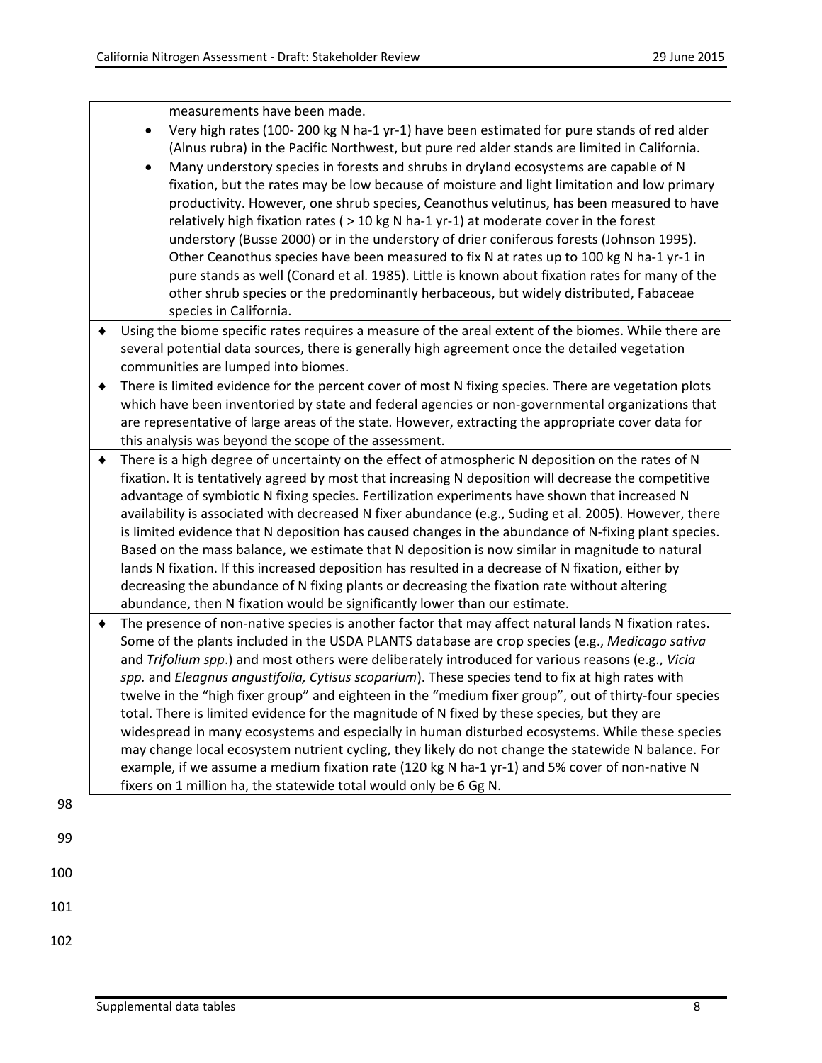measurements have been made.

- Very high rates (100- 200 kg N ha-1 yr-1) have been estimated for pure stands of red alder (Alnus rubra) in the Pacific Northwest, but pure red alder stands are limited in California.
- Many understory species in forests and shrubs in dryland ecosystems are capable of N fixation, but the rates may be low because of moisture and light limitation and low primary productivity. However, one shrub species, Ceanothus velutinus, has been measured to have relatively high fixation rates ( > 10 kg N ha-1 yr-1) at moderate cover in the forest understory (Busse 2000) or in the understory of drier coniferous forests (Johnson 1995). Other Ceanothus species have been measured to fix N at rates up to 100 kg N ha-1 yr-1 in pure stands as well (Conard et al. 1985). Little is known about fixation rates for many of the other shrub species or the predominantly herbaceous, but widely distributed, Fabaceae species in California.

♦ Using the biome specific rates requires a measure of the areal extent of the biomes. While there are several potential data sources, there is generally high agreement once the detailed vegetation communities are lumped into biomes.

♦ There is limited evidence for the percent cover of most N fixing species. There are vegetation plots which have been inventoried by state and federal agencies or non-governmental organizations that are representative of large areas of the state. However, extracting the appropriate cover data for this analysis was beyond the scope of the assessment.

♦ There is a high degree of uncertainty on the effect of atmospheric N deposition on the rates of N fixation. It is tentatively agreed by most that increasing N deposition will decrease the competitive advantage of symbiotic N fixing species. Fertilization experiments have shown that increased N availability is associated with decreased N fixer abundance (e.g., Suding et al. 2005). However, there is limited evidence that N deposition has caused changes in the abundance of N-fixing plant species. Based on the mass balance, we estimate that N deposition is now similar in magnitude to natural lands N fixation. If this increased deposition has resulted in a decrease of N fixation, either by decreasing the abundance of N fixing plants or decreasing the fixation rate without altering abundance, then N fixation would be significantly lower than our estimate.

♦ The presence of non-native species is another factor that may affect natural lands N fixation rates. Some of the plants included in the USDA PLANTS database are crop species (e.g., *Medicago sativa* and *Trifolium spp*.) and most others were deliberately introduced for various reasons (e.g., *Vicia spp.* and *Eleagnus angustifolia, Cytisus scoparium*). These species tend to fix at high rates with twelve in the "high fixer group" and eighteen in the "medium fixer group", out of thirty-four species total. There is limited evidence for the magnitude of N fixed by these species, but they are widespread in many ecosystems and especially in human disturbed ecosystems. While these species may change local ecosystem nutrient cycling, they likely do not change the statewide N balance. For example, if we assume a medium fixation rate (120 kg N ha-1 yr-1) and 5% cover of non-native N fixers on 1 million ha, the statewide total would only be 6 Gg N.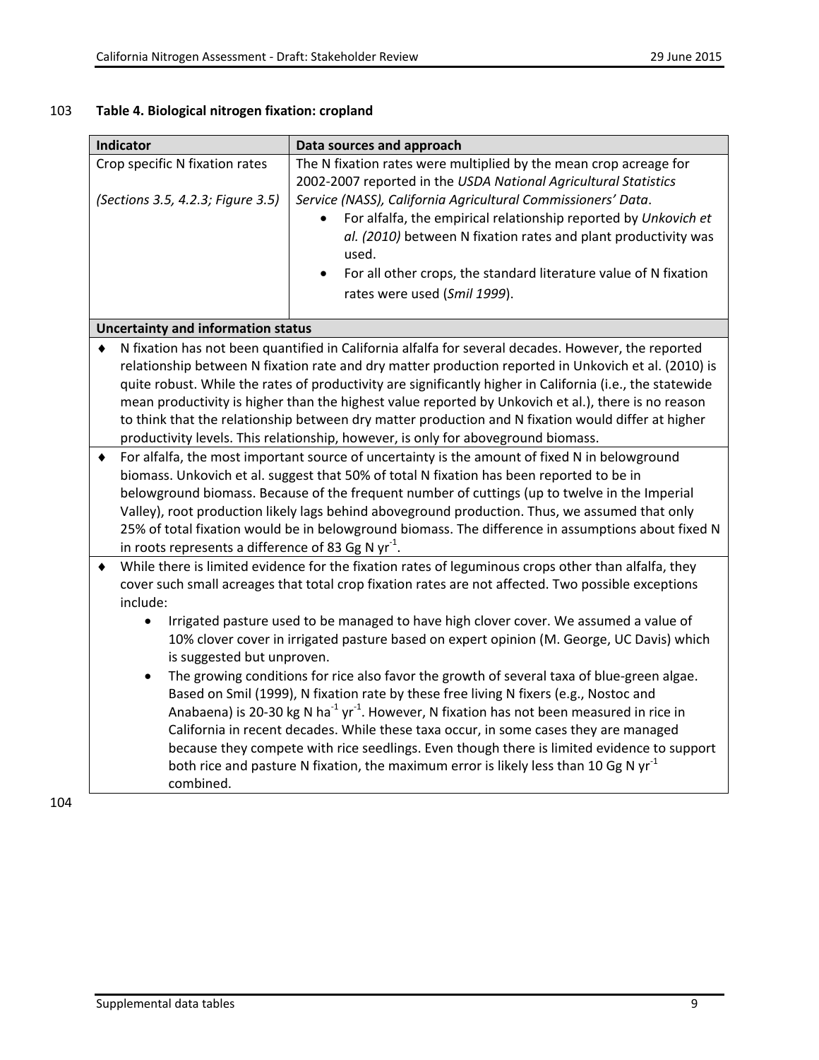**Table 4. Biological nitrogen fixation: cropland**

| Indicator | Data sources and approach |
|---|---|
| Crop specific N fixation rates<br><br>*(Sections 3.5, 4.2.3; Figure 3.5)* | The N fixation rates were multiplied by the mean crop acreage for 2002-2007 reported in the *USDA National Agricultural Statistics Service (NASS), California Agricultural Commissioners' Data*.<br>• For alfalfa, the empirical relationship reported by *Unkovich et al. (2010)* between N fixation rates and plant productivity was used.<br>• For all other crops, the standard literature value of N fixation rates were used (*Smil 1999*). |

**Uncertainty and information status**

- N fixation has not been quantified in California alfalfa for several decades. However, the reported relationship between N fixation rate and dry matter production reported in Unkovich et al. (2010) is quite robust. While the rates of productivity are significantly higher in California (i.e., the statewide mean productivity is higher than the highest value reported by Unkovich et al.), there is no reason to think that the relationship between dry matter production and N fixation would differ at higher productivity levels. This relationship, however, is only for aboveground biomass.
- For alfalfa, the most important source of uncertainty is the amount of fixed N in belowground biomass. Unkovich et al. suggest that 50% of total N fixation has been reported to be in belowground biomass. Because of the frequent number of cuttings (up to twelve in the Imperial Valley), root production likely lags behind aboveground production. Thus, we assumed that only 25% of total fixation would be in belowground biomass. The difference in assumptions about fixed N in roots represents a difference of 83 Gg N $yr^{-1}$.
- While there is limited evidence for the fixation rates of leguminous crops other than alfalfa, they cover such small acreages that total crop fixation rates are not affected. Two possible exceptions include:
  - Irrigated pasture used to be managed to have high clover cover. We assumed a value of 10% clover cover in irrigated pasture based on expert opinion (M. George, UC Davis) which is suggested but unproven.
  - The growing conditions for rice also favor the growth of several taxa of blue-green algae. Based on Smil (1999), N fixation rate by these free living N fixers (e.g., Nostoc and Anabaena) is 20-30 kg N $ha^{-1}$ $yr^{-1}$. However, N fixation has not been measured in rice in California in recent decades. While these taxa occur, in some cases they are managed because they compete with rice seedlings. Even though there is limited evidence to support both rice and pasture N fixation, the maximum error is likely less than 10 Gg N $yr^{-1}$ combined.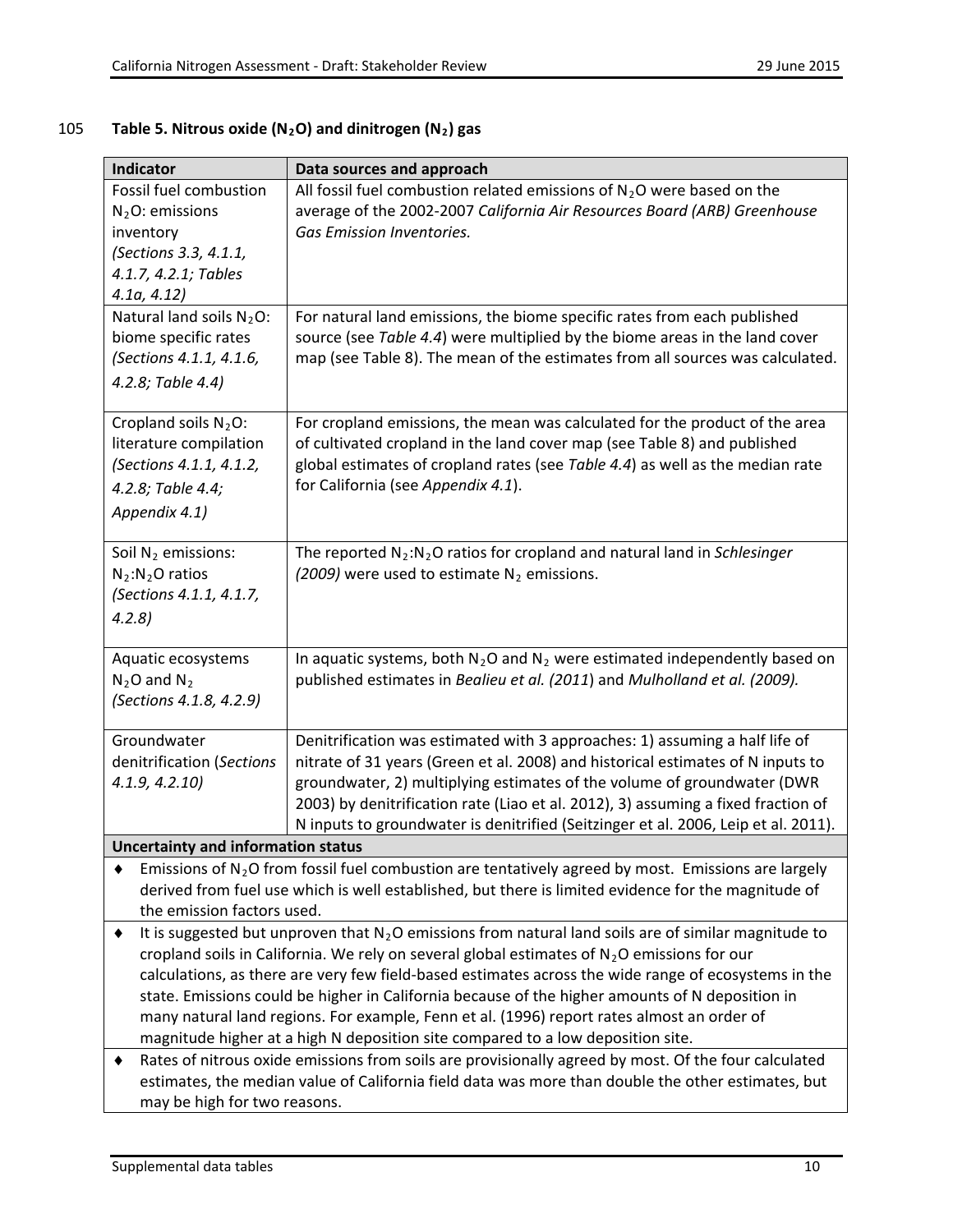105 **Table 5. Nitrous oxide ($N_2O$) and dinitrogen ($N_2$) gas**

| Indicator | Data sources and approach |
|---|---|
| Fossil fuel combustion $N_2O$: emissions inventory *(Sections 3.3, 4.1.1, 4.1.7, 4.2.1; Tables 4.1a, 4.12)* | All fossil fuel combustion related emissions of $N_2O$ were based on the average of the 2002-2007 *California Air Resources Board (ARB) Greenhouse Gas Emission Inventories.* |
| Natural land soils $N_2O$: biome specific rates *(Sections 4.1.1, 4.1.6, 4.2.8; Table 4.4)* | For natural land emissions, the biome specific rates from each published source (see *Table 4.4*) were multiplied by the biome areas in the land cover map (see Table 8). The mean of the estimates from all sources was calculated. |
| Cropland soils $N_2O$: literature compilation *(Sections 4.1.1, 4.1.2, 4.2.8; Table 4.4; Appendix 4.1)* | For cropland emissions, the mean was calculated for the product of the area of cultivated cropland in the land cover map (see Table 8) and published global estimates of cropland rates (see *Table 4.4*) as well as the median rate for California (see *Appendix 4.1*). |
| Soil $N_2$ emissions: $N_2$:$N_2O$ ratios *(Sections 4.1.1, 4.1.7, 4.2.8)* | The reported $N_2$:$N_2O$ ratios for cropland and natural land in *Schlesinger (2009)* were used to estimate $N_2$ emissions. |
| Aquatic ecosystems $N_2O$ and $N_2$ *(Sections 4.1.8, 4.2.9)* | In aquatic systems, both $N_2O$ and $N_2$ were estimated independently based on published estimates in *Bealieu et al. (2011*) and *Mulholland et al. (2009).* |
| Groundwater denitrification (*Sections 4.1.9, 4.2.10)* | Denitrification was estimated with 3 approaches: 1) assuming a half life of nitrate of 31 years (Green et al. 2008) and historical estimates of N inputs to groundwater, 2) multiplying estimates of the volume of groundwater (DWR 2003) by denitrification rate (Liao et al. 2012), 3) assuming a fixed fraction of N inputs to groundwater is denitrified (Seitzinger et al. 2006, Leip et al. 2011). |

**Uncertainty and information status**

- Emissions of $N_2O$ from fossil fuel combustion are tentatively agreed by most. Emissions are largely derived from fuel use which is well established, but there is limited evidence for the magnitude of the emission factors used.
- It is suggested but unproven that $N_2O$ emissions from natural land soils are of similar magnitude to cropland soils in California. We rely on several global estimates of $N_2O$ emissions for our calculations, as there are very few field-based estimates across the wide range of ecosystems in the state. Emissions could be higher in California because of the higher amounts of N deposition in many natural land regions. For example, Fenn et al. (1996) report rates almost an order of magnitude higher at a high N deposition site compared to a low deposition site.
- Rates of nitrous oxide emissions from soils are provisionally agreed by most. Of the four calculated estimates, the median value of California field data was more than double the other estimates, but may be high for two reasons.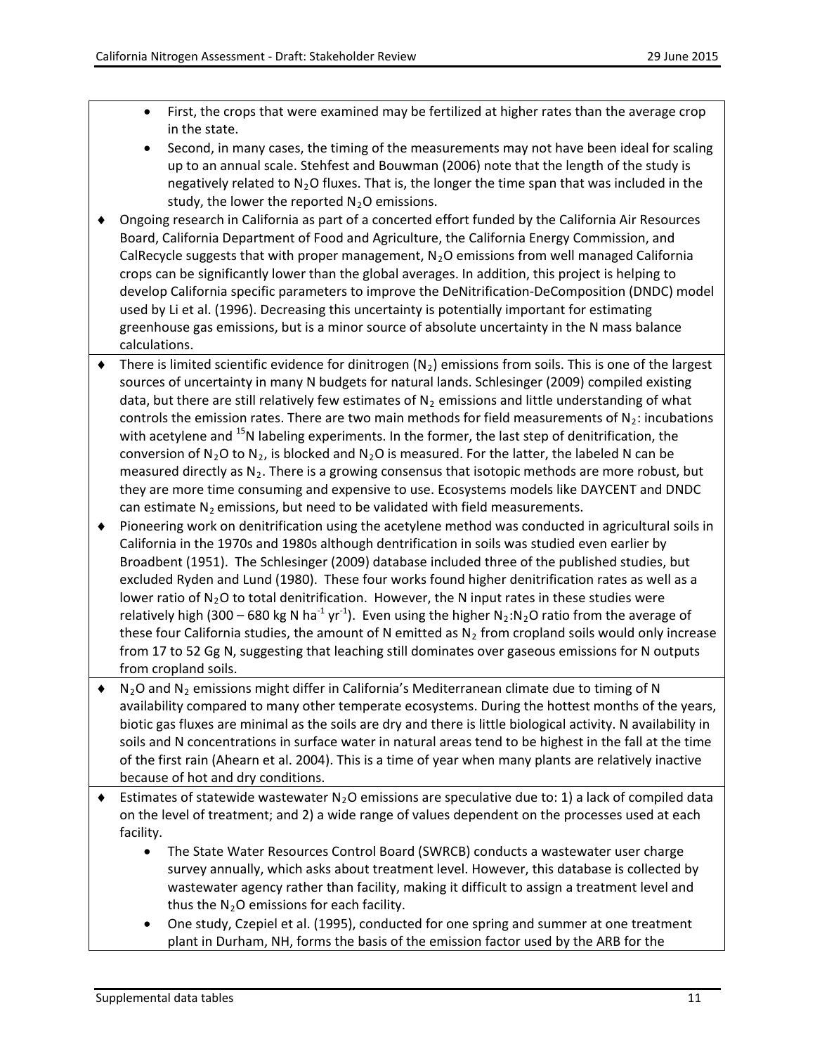- First, the crops that were examined may be fertilized at higher rates than the average crop in the state.
- Second, in many cases, the timing of the measurements may not have been ideal for scaling up to an annual scale. Stehfest and Bouwman (2006) note that the length of the study is negatively related to $N_2O$ fluxes. That is, the longer the time span that was included in the study, the lower the reported $N_2O$ emissions.

♦ Ongoing research in California as part of a concerted effort funded by the California Air Resources Board, California Department of Food and Agriculture, the California Energy Commission, and CalRecycle suggests that with proper management, $N_2O$ emissions from well managed California crops can be significantly lower than the global averages. In addition, this project is helping to develop California specific parameters to improve the DeNitrification-DeComposition (DNDC) model used by Li et al. (1996). Decreasing this uncertainty is potentially important for estimating greenhouse gas emissions, but is a minor source of absolute uncertainty in the N mass balance calculations.

♦ There is limited scientific evidence for dinitrogen ($N_2$) emissions from soils. This is one of the largest sources of uncertainty in many N budgets for natural lands. Schlesinger (2009) compiled existing data, but there are still relatively few estimates of $N_2$ emissions and little understanding of what controls the emission rates. There are two main methods for field measurements of $N_2$: incubations with acetylene and $^{15}N$ labeling experiments. In the former, the last step of denitrification, the conversion of $N_2O$ to $N_2$, is blocked and $N_2O$ is measured. For the latter, the labeled N can be measured directly as $N_2$. There is a growing consensus that isotopic methods are more robust, but they are more time consuming and expensive to use. Ecosystems models like DAYCENT and DNDC can estimate $N_2$ emissions, but need to be validated with field measurements.

♦ Pioneering work on denitrification using the acetylene method was conducted in agricultural soils in California in the 1970s and 1980s although dentrification in soils was studied even earlier by Broadbent (1951). The Schlesinger (2009) database included three of the published studies, but excluded Ryden and Lund (1980). These four works found higher denitrification rates as well as a lower ratio of $N_2O$ to total denitrification. However, the N input rates in these studies were relatively high (300 – 680 kg N $ha^{-1}$ $yr^{-1}$). Even using the higher $N_2$:$N_2O$ ratio from the average of these four California studies, the amount of N emitted as $N_2$ from cropland soils would only increase from 17 to 52 Gg N, suggesting that leaching still dominates over gaseous emissions for N outputs from cropland soils.

♦ $N_2O$ and $N_2$ emissions might differ in California's Mediterranean climate due to timing of N availability compared to many other temperate ecosystems. During the hottest months of the years, biotic gas fluxes are minimal as the soils are dry and there is little biological activity. N availability in soils and N concentrations in surface water in natural areas tend to be highest in the fall at the time of the first rain (Ahearn et al. 2004). This is a time of year when many plants are relatively inactive because of hot and dry conditions.

♦ Estimates of statewide wastewater $N_2O$ emissions are speculative due to: 1) a lack of compiled data on the level of treatment; and 2) a wide range of values dependent on the processes used at each facility.
- The State Water Resources Control Board (SWRCB) conducts a wastewater user charge survey annually, which asks about treatment level. However, this database is collected by wastewater agency rather than facility, making it difficult to assign a treatment level and thus the $N_2O$ emissions for each facility.
- One study, Czepiel et al. (1995), conducted for one spring and summer at one treatment plant in Durham, NH, forms the basis of the emission factor used by the ARB for the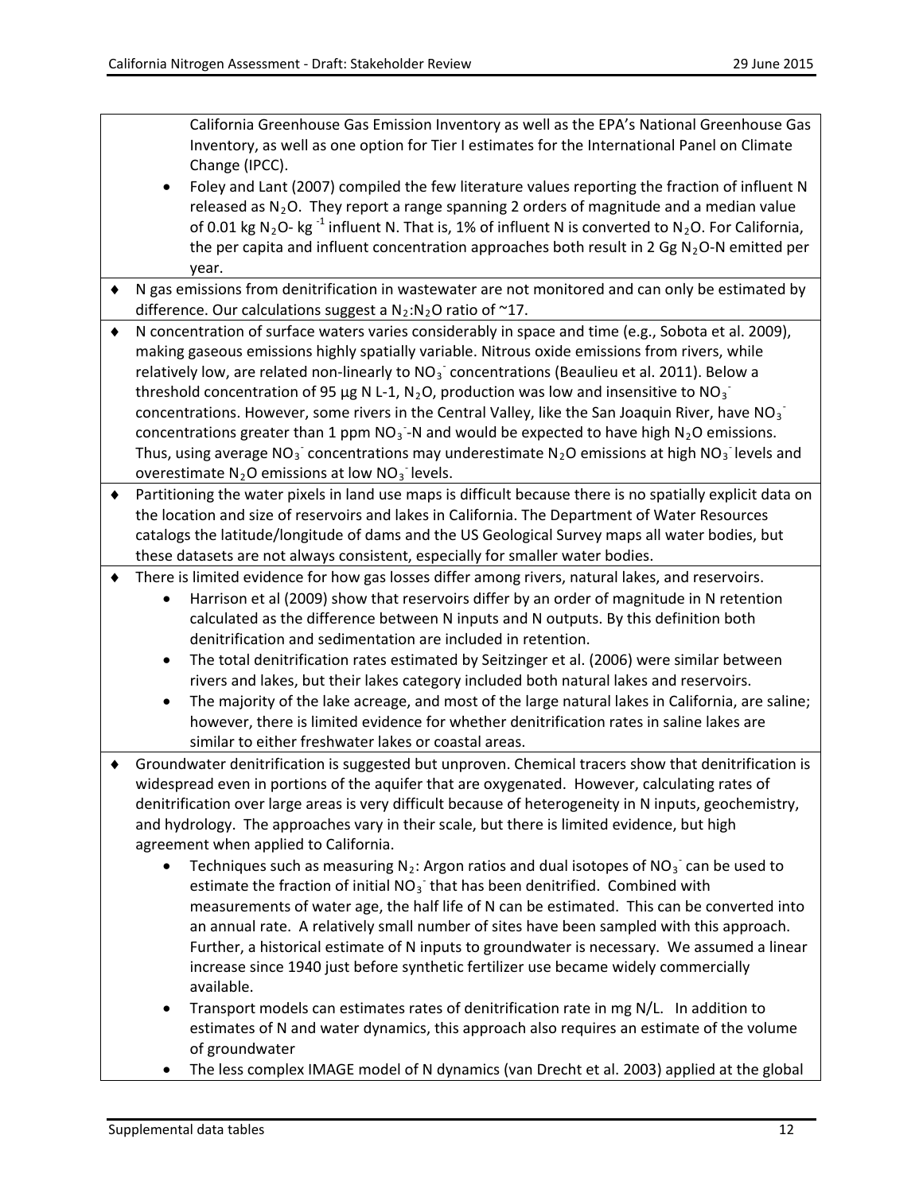California Greenhouse Gas Emission Inventory as well as the EPA's National Greenhouse Gas Inventory, as well as one option for Tier I estimates for the International Panel on Climate Change (IPCC).

- Foley and Lant (2007) compiled the few literature values reporting the fraction of influent N released as $N_2O$. They report a range spanning 2 orders of magnitude and a median value of 0.01 kg $N_2O$- kg $^{-1}$ influent N. That is, 1% of influent N is converted to $N_2O$. For California, the per capita and influent concentration approaches both result in 2 Gg $N_2O$-N emitted per year.

- ♦ N gas emissions from denitrification in wastewater are not monitored and can only be estimated by difference. Our calculations suggest a $N_2$:$N_2O$ ratio of ~17.
- ♦ N concentration of surface waters varies considerably in space and time (e.g., Sobota et al. 2009), making gaseous emissions highly spatially variable. Nitrous oxide emissions from rivers, while relatively low, are related non-linearly to $NO_3^-$ concentrations (Beaulieu et al. 2011). Below a threshold concentration of 95 µg N L-1, $N_2O$, production was low and insensitive to $NO_3^-$ concentrations. However, some rivers in the Central Valley, like the San Joaquin River, have $NO_3^-$ concentrations greater than 1 ppm $NO_3^-$-N and would be expected to have high $N_2O$ emissions. Thus, using average $NO_3^-$ concentrations may underestimate $N_2O$ emissions at high $NO_3^-$ levels and overestimate $N_2O$ emissions at low $NO_3^-$ levels.
- ♦ Partitioning the water pixels in land use maps is difficult because there is no spatially explicit data on the location and size of reservoirs and lakes in California. The Department of Water Resources catalogs the latitude/longitude of dams and the US Geological Survey maps all water bodies, but these datasets are not always consistent, especially for smaller water bodies.
- ♦ There is limited evidence for how gas losses differ among rivers, natural lakes, and reservoirs.
  - Harrison et al (2009) show that reservoirs differ by an order of magnitude in N retention calculated as the difference between N inputs and N outputs. By this definition both denitrification and sedimentation are included in retention.
  - The total denitrification rates estimated by Seitzinger et al. (2006) were similar between rivers and lakes, but their lakes category included both natural lakes and reservoirs.
  - The majority of the lake acreage, and most of the large natural lakes in California, are saline; however, there is limited evidence for whether denitrification rates in saline lakes are similar to either freshwater lakes or coastal areas.
- ♦ Groundwater denitrification is suggested but unproven. Chemical tracers show that denitrification is widespread even in portions of the aquifer that are oxygenated. However, calculating rates of denitrification over large areas is very difficult because of heterogeneity in N inputs, geochemistry, and hydrology. The approaches vary in their scale, but there is limited evidence, but high agreement when applied to California.
  - Techniques such as measuring $N_2$: Argon ratios and dual isotopes of $NO_3^-$ can be used to estimate the fraction of initial $NO_3^-$ that has been denitrified. Combined with measurements of water age, the half life of N can be estimated. This can be converted into an annual rate. A relatively small number of sites have been sampled with this approach. Further, a historical estimate of N inputs to groundwater is necessary. We assumed a linear increase since 1940 just before synthetic fertilizer use became widely commercially available.
  - Transport models can estimates rates of denitrification rate in mg N/L. In addition to estimates of N and water dynamics, this approach also requires an estimate of the volume of groundwater
  - The less complex IMAGE model of N dynamics (van Drecht et al. 2003) applied at the global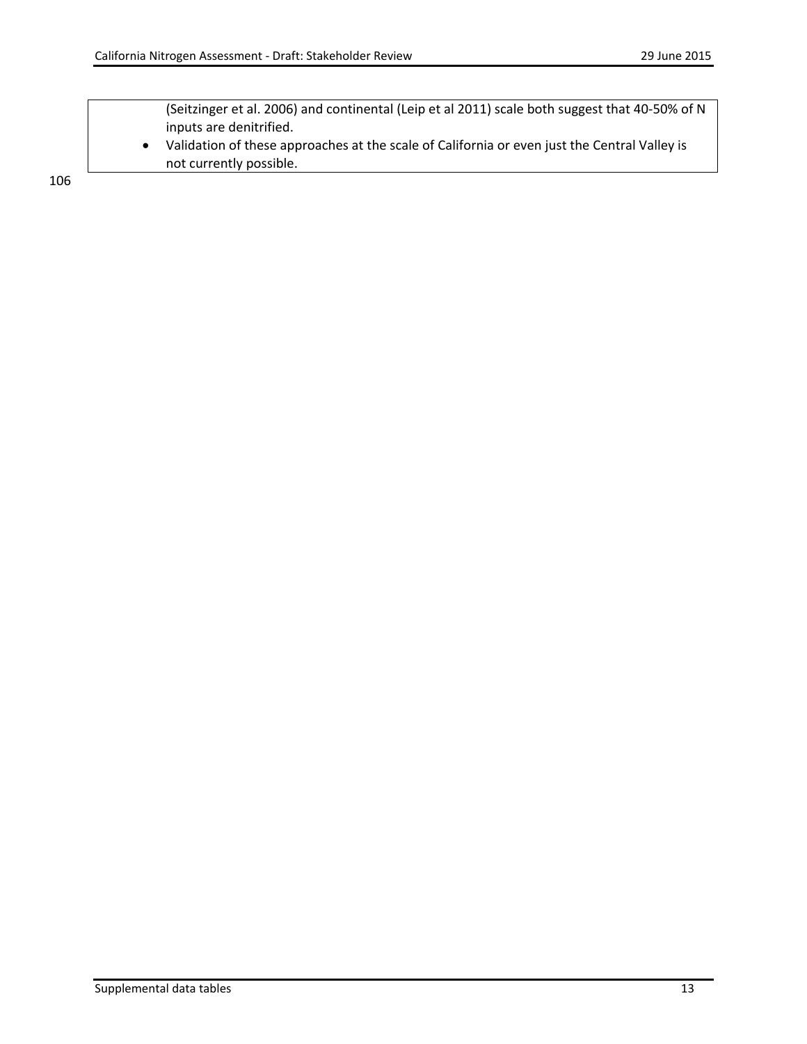| | (Seitzinger et al. 2006) and continental (Leip et al 2011) scale both suggest that 40-50% of N inputs are denitrified.<br>• Validation of these approaches at the scale of California or even just the Central Valley is not currently possible. |
|---|---|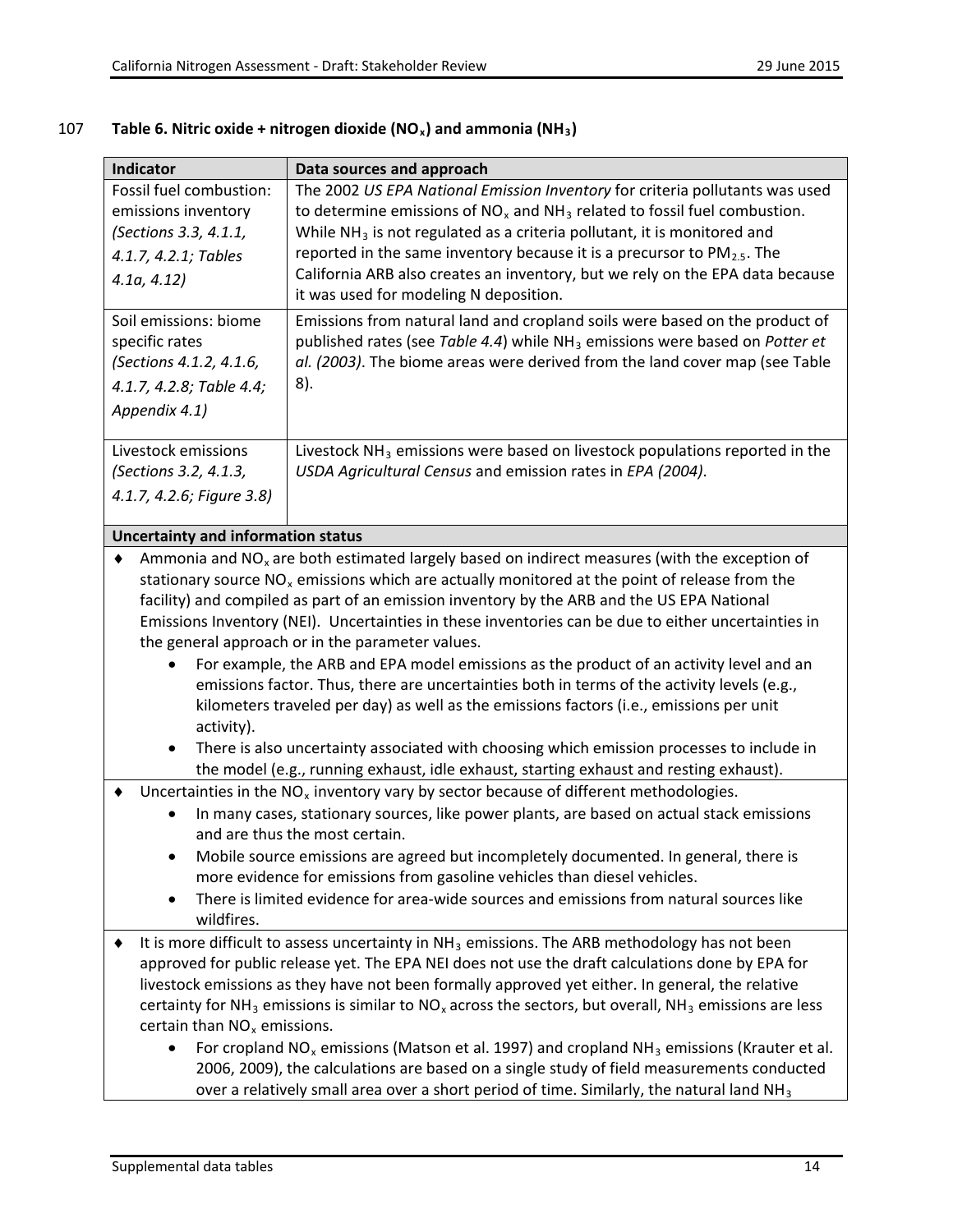107 **Table 6. Nitric oxide + nitrogen dioxide ($NO_x$) and ammonia ($NH_3$)**

| Indicator | Data sources and approach |
|---|---|
| Fossil fuel combustion: emissions inventory *(Sections 3.3, 4.1.1, 4.1.7, 4.2.1; Tables 4.1a, 4.12)* | The 2002 *US EPA National Emission Inventory* for criteria pollutants was used to determine emissions of $NO_x$ and $NH_3$ related to fossil fuel combustion. While $NH_3$ is not regulated as a criteria pollutant, it is monitored and reported in the same inventory because it is a precursor to $PM_{2.5}$. The California ARB also creates an inventory, but we rely on the EPA data because it was used for modeling N deposition. |
| Soil emissions: biome specific rates *(Sections 4.1.2, 4.1.6, 4.1.7, 4.2.8; Table 4.4; Appendix 4.1)* | Emissions from natural land and cropland soils were based on the product of published rates (see *Table 4.4*) while $NH_3$ emissions were based on *Potter et al. (2003)*. The biome areas were derived from the land cover map (see Table 8). |
| Livestock emissions *(Sections 3.2, 4.1.3, 4.1.7, 4.2.6; Figure 3.8)* | Livestock $NH_3$ emissions were based on livestock populations reported in the *USDA Agricultural Census* and emission rates in *EPA (2004)*. |

**Uncertainty and information status**

- Ammonia and $NO_x$ are both estimated largely based on indirect measures (with the exception of stationary source $NO_x$ emissions which are actually monitored at the point of release from the facility) and compiled as part of an emission inventory by the ARB and the US EPA National Emissions Inventory (NEI). Uncertainties in these inventories can be due to either uncertainties in the general approach or in the parameter values.
    - For example, the ARB and EPA model emissions as the product of an activity level and an emissions factor. Thus, there are uncertainties both in terms of the activity levels (e.g., kilometers traveled per day) as well as the emissions factors (i.e., emissions per unit activity).
    - There is also uncertainty associated with choosing which emission processes to include in the model (e.g., running exhaust, idle exhaust, starting exhaust and resting exhaust).
- Uncertainties in the $NO_x$ inventory vary by sector because of different methodologies.
    - In many cases, stationary sources, like power plants, are based on actual stack emissions and are thus the most certain.
    - Mobile source emissions are agreed but incompletely documented. In general, there is more evidence for emissions from gasoline vehicles than diesel vehicles.
    - There is limited evidence for area-wide sources and emissions from natural sources like wildfires.
- It is more difficult to assess uncertainty in $NH_3$ emissions. The ARB methodology has not been approved for public release yet. The EPA NEI does not use the draft calculations done by EPA for livestock emissions as they have not been formally approved yet either. In general, the relative certainty for $NH_3$ emissions is similar to $NO_x$ across the sectors, but overall, $NH_3$ emissions are less certain than $NO_x$ emissions.
    - For cropland $NO_x$ emissions (Matson et al. 1997) and cropland $NH_3$ emissions (Krauter et al. 2006, 2009), the calculations are based on a single study of field measurements conducted over a relatively small area over a short period of time. Similarly, the natural land $NH_3$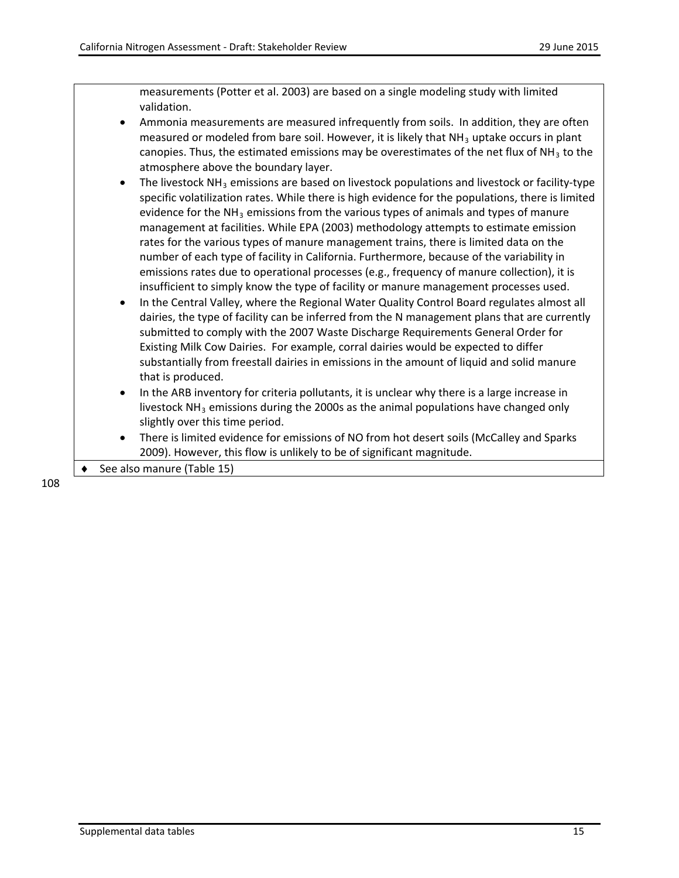measurements (Potter et al. 2003) are based on a single modeling study with limited validation.

- Ammonia measurements are measured infrequently from soils. In addition, they are often measured or modeled from bare soil. However, it is likely that $NH_3$ uptake occurs in plant canopies. Thus, the estimated emissions may be overestimates of the net flux of $NH_3$ to the atmosphere above the boundary layer.
- The livestock $NH_3$ emissions are based on livestock populations and livestock or facility-type specific volatilization rates. While there is high evidence for the populations, there is limited evidence for the $NH_3$ emissions from the various types of animals and types of manure management at facilities. While EPA (2003) methodology attempts to estimate emission rates for the various types of manure management trains, there is limited data on the number of each type of facility in California. Furthermore, because of the variability in emissions rates due to operational processes (e.g., frequency of manure collection), it is insufficient to simply know the type of facility or manure management processes used.
- In the Central Valley, where the Regional Water Quality Control Board regulates almost all dairies, the type of facility can be inferred from the N management plans that are currently submitted to comply with the 2007 Waste Discharge Requirements General Order for Existing Milk Cow Dairies. For example, corral dairies would be expected to differ substantially from freestall dairies in emissions in the amount of liquid and solid manure that is produced.
- In the ARB inventory for criteria pollutants, it is unclear why there is a large increase in livestock $NH_3$ emissions during the 2000s as the animal populations have changed only slightly over this time period.
- There is limited evidence for emissions of NO from hot desert soils (McCalley and Sparks 2009). However, this flow is unlikely to be of significant magnitude.

♦ See also manure (Table 15)

108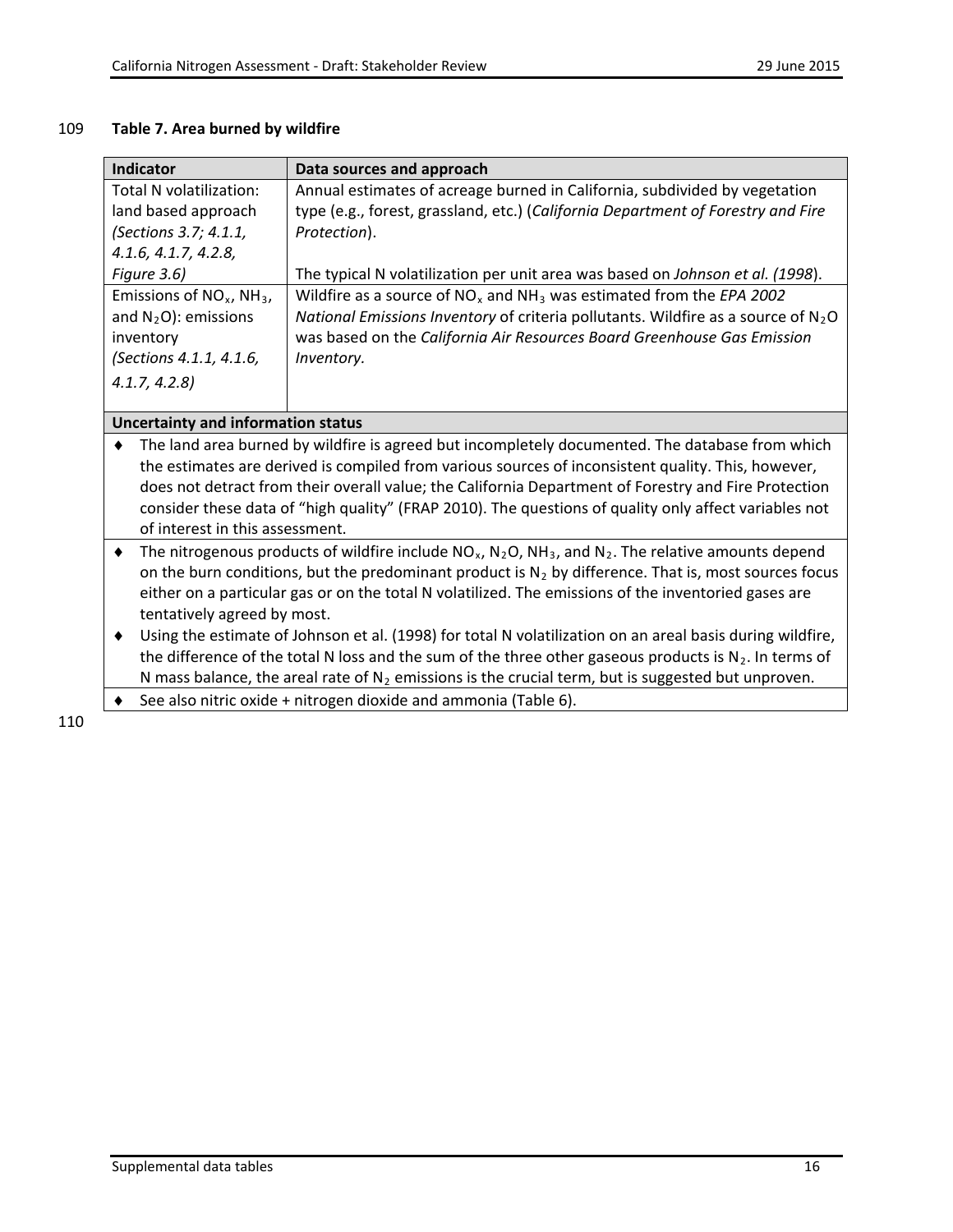**Table 7. Area burned by wildfire**

| Indicator | Data sources and approach |
|---|---|
| Total N volatilization: land based approach *(Sections 3.7; 4.1.1, 4.1.6, 4.1.7, 4.2.8, Figure 3.6)* | Annual estimates of acreage burned in California, subdivided by vegetation type (e.g., forest, grassland, etc.) (*California Department of Forestry and Fire Protection*).<br><br>The typical N volatilization per unit area was based on *Johnson et al. (1998*). |
| Emissions of $NO_x$, $NH_3$, and $N_2O$): emissions inventory *(Sections 4.1.1, 4.1.6, 4.1.7, 4.2.8)* | Wildfire as a source of $NO_x$ and $NH_3$ was estimated from the *EPA 2002 National Emissions Inventory* of criteria pollutants. Wildfire as a source of $N_2O$ was based on the *California Air Resources Board Greenhouse Gas Emission Inventory.* |

**Uncertainty and information status**

- The land area burned by wildfire is agreed but incompletely documented. The database from which the estimates are derived is compiled from various sources of inconsistent quality. This, however, does not detract from their overall value; the California Department of Forestry and Fire Protection consider these data of "high quality" (FRAP 2010). The questions of quality only affect variables not of interest in this assessment.
- The nitrogenous products of wildfire include $NO_x$, $N_2O$, $NH_3$, and $N_2$. The relative amounts depend on the burn conditions, but the predominant product is $N_2$ by difference. That is, most sources focus either on a particular gas or on the total N volatilized. The emissions of the inventoried gases are tentatively agreed by most.
- Using the estimate of Johnson et al. (1998) for total N volatilization on an areal basis during wildfire, the difference of the total N loss and the sum of the three other gaseous products is $N_2$. In terms of N mass balance, the areal rate of $N_2$ emissions is the crucial term, but is suggested but unproven.
- See also nitric oxide + nitrogen dioxide and ammonia (Table 6).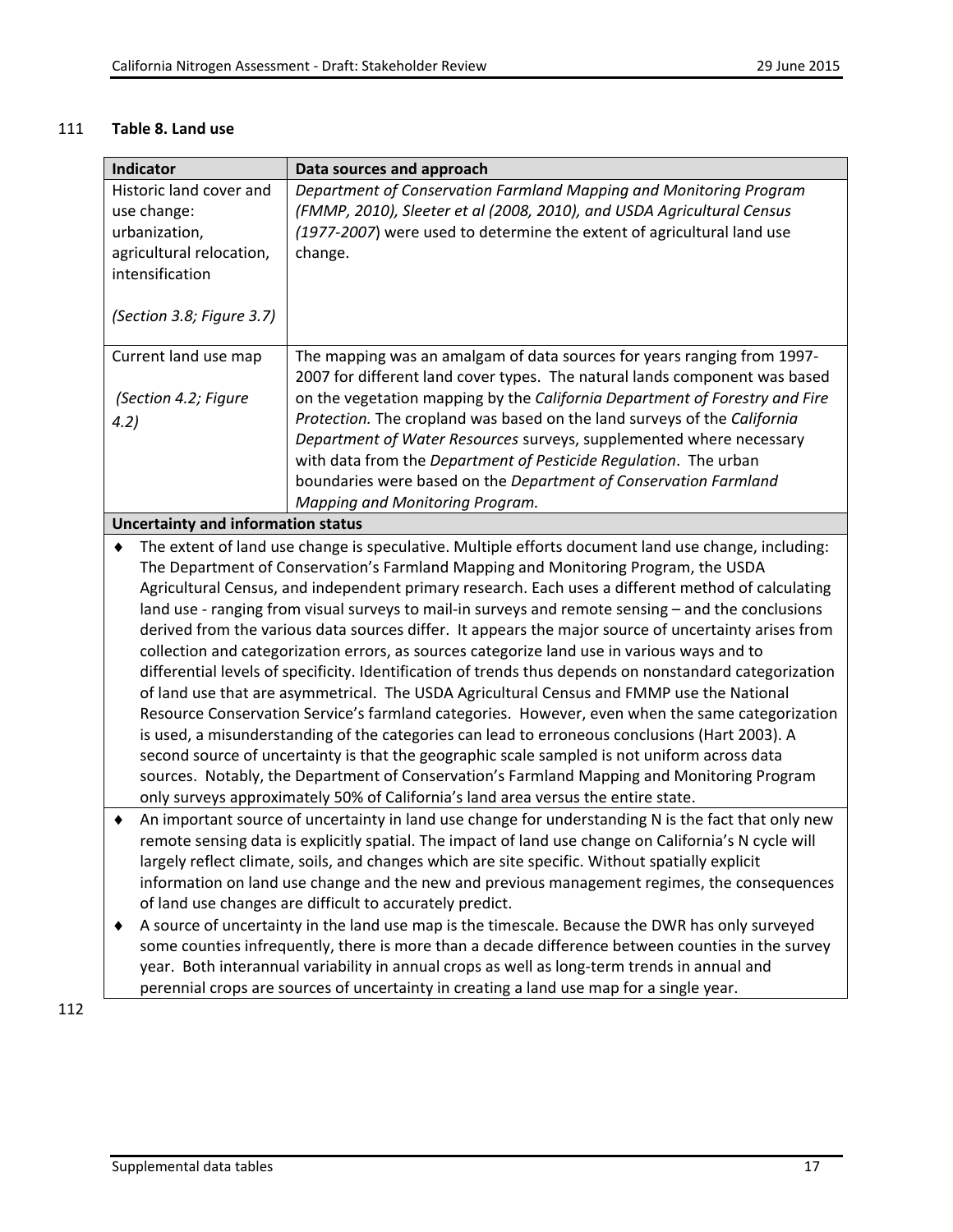**Table 8. Land use**

| Indicator | Data sources and approach |
|---|---|
| Historic land cover and use change: urbanization, agricultural relocation, intensification<br><br>*(Section 3.8; Figure 3.7)* | *Department of Conservation Farmland Mapping and Monitoring Program (FMMP, 2010), Sleeter et al (2008, 2010), and USDA Agricultural Census (1977-2007*) were used to determine the extent of agricultural land use change. |
| Current land use map<br><br>*(Section 4.2; Figure 4.2)* | The mapping was an amalgam of data sources for years ranging from 1997-2007 for different land cover types. The natural lands component was based on the vegetation mapping by the *California Department of Forestry and Fire Protection.* The cropland was based on the land surveys of the *California Department of Water Resources* surveys, supplemented where necessary with data from the *Department of Pesticide Regulation*. The urban boundaries were based on the *Department of Conservation Farmland Mapping and Monitoring Program.* |

**Uncertainty and information status**

- The extent of land use change is speculative. Multiple efforts document land use change, including: The Department of Conservation's Farmland Mapping and Monitoring Program, the USDA Agricultural Census, and independent primary research. Each uses a different method of calculating land use - ranging from visual surveys to mail-in surveys and remote sensing – and the conclusions derived from the various data sources differ. It appears the major source of uncertainty arises from collection and categorization errors, as sources categorize land use in various ways and to differential levels of specificity. Identification of trends thus depends on nonstandard categorization of land use that are asymmetrical. The USDA Agricultural Census and FMMP use the National Resource Conservation Service's farmland categories. However, even when the same categorization is used, a misunderstanding of the categories can lead to erroneous conclusions (Hart 2003). A second source of uncertainty is that the geographic scale sampled is not uniform across data sources. Notably, the Department of Conservation's Farmland Mapping and Monitoring Program only surveys approximately 50% of California's land area versus the entire state.
- An important source of uncertainty in land use change for understanding N is the fact that only new remote sensing data is explicitly spatial. The impact of land use change on California's N cycle will largely reflect climate, soils, and changes which are site specific. Without spatially explicit information on land use change and the new and previous management regimes, the consequences of land use changes are difficult to accurately predict.
- A source of uncertainty in the land use map is the timescale. Because the DWR has only surveyed some counties infrequently, there is more than a decade difference between counties in the survey year. Both interannual variability in annual crops as well as long-term trends in annual and perennial crops are sources of uncertainty in creating a land use map for a single year.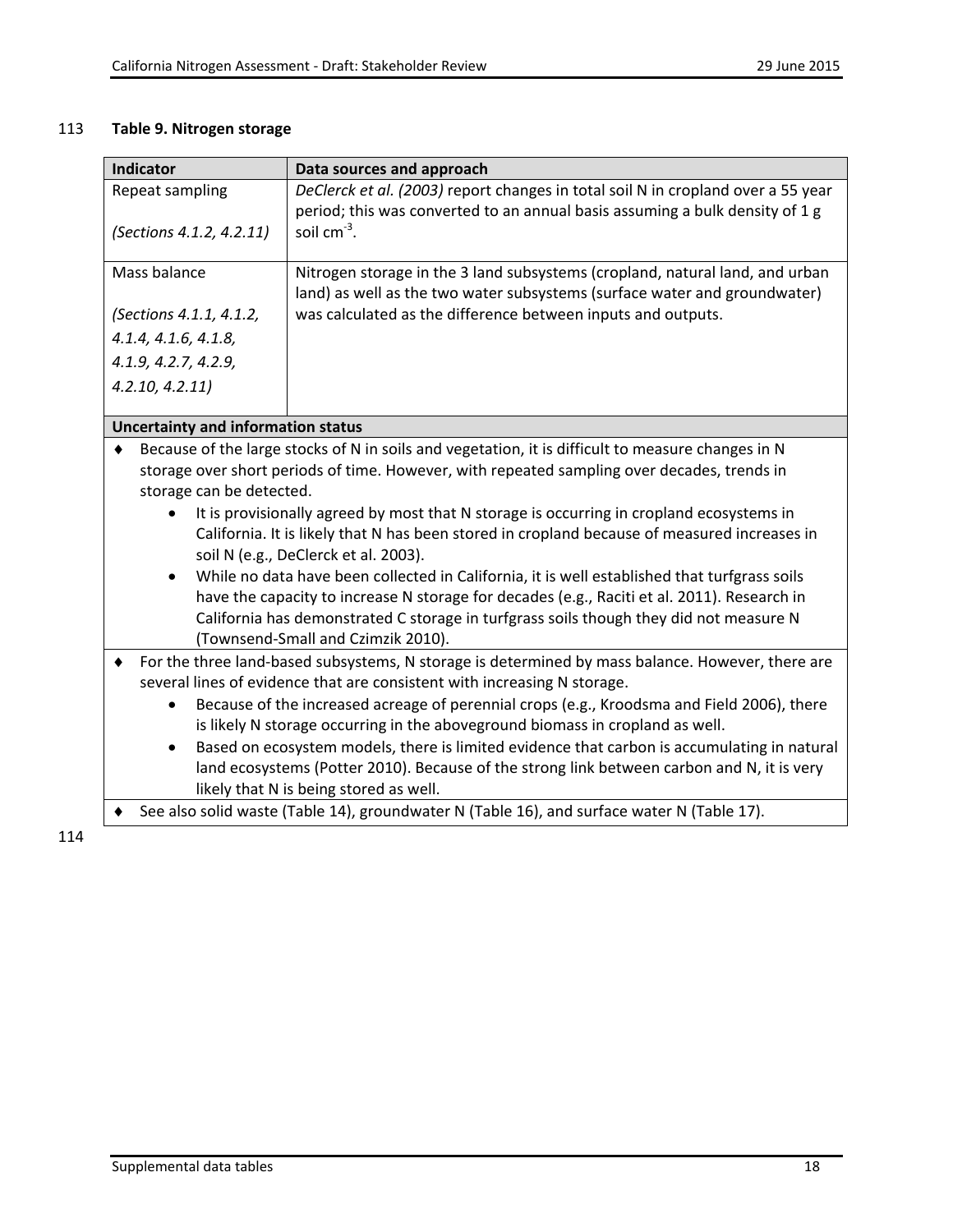**Table 9. Nitrogen storage**

| Indicator | Data sources and approach |
|---|---|
| Repeat sampling<br><br>*(Sections 4.1.2, 4.2.11)* | *DeClerck et al. (2003)* report changes in total soil N in cropland over a 55 year period; this was converted to an annual basis assuming a bulk density of 1 g soil $cm^{-3}$. |
| Mass balance<br><br>*(Sections 4.1.1, 4.1.2, 4.1.4, 4.1.6, 4.1.8, 4.1.9, 4.2.7, 4.2.9, 4.2.10, 4.2.11)* | Nitrogen storage in the 3 land subsystems (cropland, natural land, and urban land) as well as the two water subsystems (surface water and groundwater) was calculated as the difference between inputs and outputs. |

**Uncertainty and information status**

- Because of the large stocks of N in soils and vegetation, it is difficult to measure changes in N storage over short periods of time. However, with repeated sampling over decades, trends in storage can be detected.
    - It is provisionally agreed by most that N storage is occurring in cropland ecosystems in California. It is likely that N has been stored in cropland because of measured increases in soil N (e.g., DeClerck et al. 2003).
    - While no data have been collected in California, it is well established that turfgrass soils have the capacity to increase N storage for decades (e.g., Raciti et al. 2011). Research in California has demonstrated C storage in turfgrass soils though they did not measure N (Townsend-Small and Czimzik 2010).
- For the three land-based subsystems, N storage is determined by mass balance. However, there are several lines of evidence that are consistent with increasing N storage.
    - Because of the increased acreage of perennial crops (e.g., Kroodsma and Field 2006), there is likely N storage occurring in the aboveground biomass in cropland as well.
    - Based on ecosystem models, there is limited evidence that carbon is accumulating in natural land ecosystems (Potter 2010). Because of the strong link between carbon and N, it is very likely that N is being stored as well.
- See also solid waste (Table 14), groundwater N (Table 16), and surface water N (Table 17).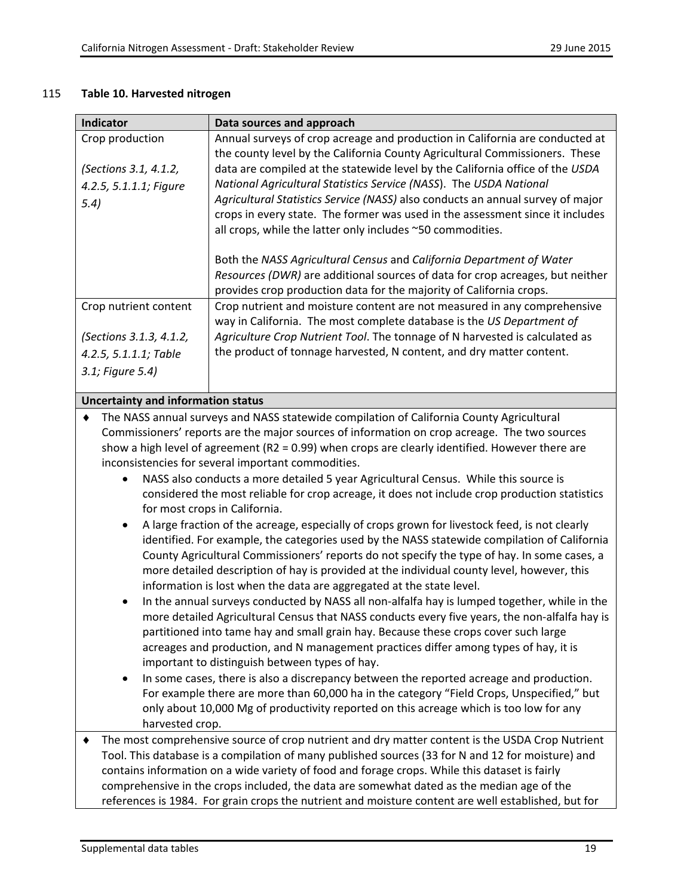115 **Table 10. Harvested nitrogen**

| Indicator | Data sources and approach |
| --- | --- |
| Crop production<br><br>*(Sections 3.1, 4.1.2, 4.2.5, 5.1.1.1; Figure 5.4)* | Annual surveys of crop acreage and production in California are conducted at the county level by the California County Agricultural Commissioners. These data are compiled at the statewide level by the California office of the *USDA National Agricultural Statistics Service (NASS)*. The *USDA National Agricultural Statistics Service (NASS)* also conducts an annual survey of major crops in every state. The former was used in the assessment since it includes all crops, while the latter only includes ~50 commodities.<br><br>Both the *NASS Agricultural Census* and *California Department of Water Resources (DWR)* are additional sources of data for crop acreages, but neither provides crop production data for the majority of California crops. |
| Crop nutrient content<br><br>*(Sections 3.1.3, 4.1.2, 4.2.5, 5.1.1.1; Table 3.1; Figure 5.4)* | Crop nutrient and moisture content are not measured in any comprehensive way in California. The most complete database is the *US Department of Agriculture Crop Nutrient Tool*. The tonnage of N harvested is calculated as the product of tonnage harvested, N content, and dry matter content. |

**Uncertainty and information status**

- The NASS annual surveys and NASS statewide compilation of California County Agricultural Commissioners' reports are the major sources of information on crop acreage. The two sources show a high level of agreement (R2 = 0.99) when crops are clearly identified. However there are inconsistencies for several important commodities.
    - NASS also conducts a more detailed 5 year Agricultural Census. While this source is considered the most reliable for crop acreage, it does not include crop production statistics for most crops in California.
    - A large fraction of the acreage, especially of crops grown for livestock feed, is not clearly identified. For example, the categories used by the NASS statewide compilation of California County Agricultural Commissioners' reports do not specify the type of hay. In some cases, a more detailed description of hay is provided at the individual county level, however, this information is lost when the data are aggregated at the state level.
    - In the annual surveys conducted by NASS all non-alfalfa hay is lumped together, while in the more detailed Agricultural Census that NASS conducts every five years, the non-alfalfa hay is partitioned into tame hay and small grain hay. Because these crops cover such large acreages and production, and N management practices differ among types of hay, it is important to distinguish between types of hay.
    - In some cases, there is also a discrepancy between the reported acreage and production. For example there are more than 60,000 ha in the category "Field Crops, Unspecified," but only about 10,000 Mg of productivity reported on this acreage which is too low for any harvested crop.
- The most comprehensive source of crop nutrient and dry matter content is the USDA Crop Nutrient Tool. This database is a compilation of many published sources (33 for N and 12 for moisture) and contains information on a wide variety of food and forage crops. While this dataset is fairly comprehensive in the crops included, the data are somewhat dated as the median age of the references is 1984. For grain crops the nutrient and moisture content are well established, but for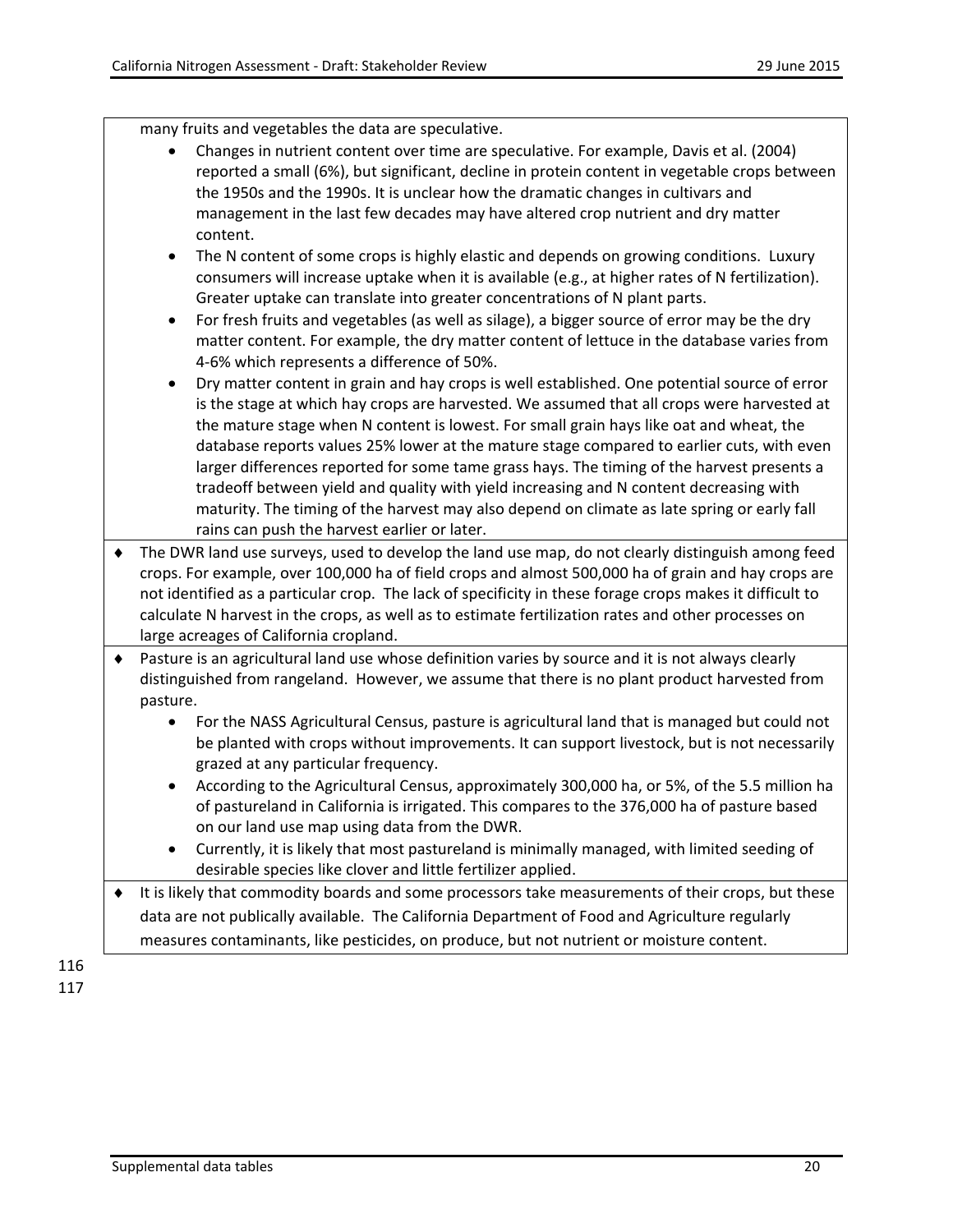many fruits and vegetables the data are speculative.

- Changes in nutrient content over time are speculative. For example, Davis et al. (2004) reported a small (6%), but significant, decline in protein content in vegetable crops between the 1950s and the 1990s. It is unclear how the dramatic changes in cultivars and management in the last few decades may have altered crop nutrient and dry matter content.
- The N content of some crops is highly elastic and depends on growing conditions. Luxury consumers will increase uptake when it is available (e.g., at higher rates of N fertilization). Greater uptake can translate into greater concentrations of N plant parts.
- For fresh fruits and vegetables (as well as silage), a bigger source of error may be the dry matter content. For example, the dry matter content of lettuce in the database varies from 4-6% which represents a difference of 50%.
- Dry matter content in grain and hay crops is well established. One potential source of error is the stage at which hay crops are harvested. We assumed that all crops were harvested at the mature stage when N content is lowest. For small grain hays like oat and wheat, the database reports values 25% lower at the mature stage compared to earlier cuts, with even larger differences reported for some tame grass hays. The timing of the harvest presents a tradeoff between yield and quality with yield increasing and N content decreasing with maturity. The timing of the harvest may also depend on climate as late spring or early fall rains can push the harvest earlier or later.

♦ The DWR land use surveys, used to develop the land use map, do not clearly distinguish among feed crops. For example, over 100,000 ha of field crops and almost 500,000 ha of grain and hay crops are not identified as a particular crop. The lack of specificity in these forage crops makes it difficult to calculate N harvest in the crops, as well as to estimate fertilization rates and other processes on large acreages of California cropland.

♦ Pasture is an agricultural land use whose definition varies by source and it is not always clearly distinguished from rangeland. However, we assume that there is no plant product harvested from pasture.

- For the NASS Agricultural Census, pasture is agricultural land that is managed but could not be planted with crops without improvements. It can support livestock, but is not necessarily grazed at any particular frequency.
- According to the Agricultural Census, approximately 300,000 ha, or 5%, of the 5.5 million ha of pastureland in California is irrigated. This compares to the 376,000 ha of pasture based on our land use map using data from the DWR.
- Currently, it is likely that most pastureland is minimally managed, with limited seeding of desirable species like clover and little fertilizer applied.

♦ It is likely that commodity boards and some processors take measurements of their crops, but these data are not publically available. The California Department of Food and Agriculture regularly measures contaminants, like pesticides, on produce, but not nutrient or moisture content.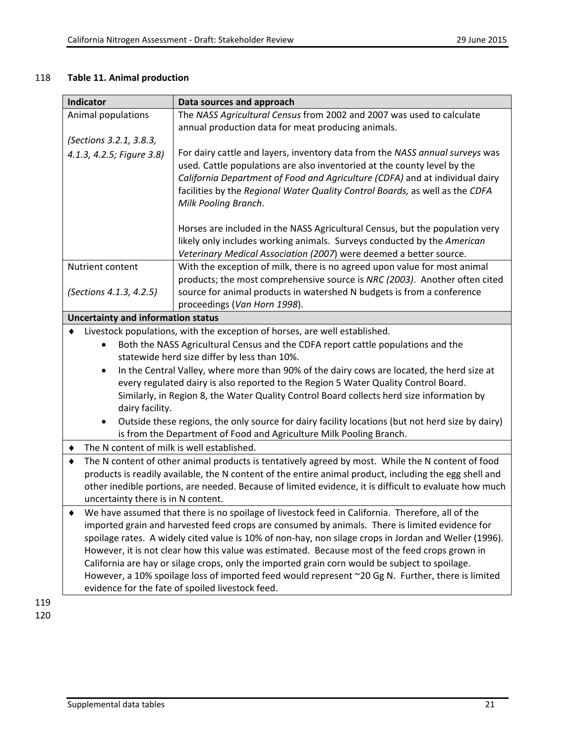**Table 11. Animal production**

| Indicator | Data sources and approach |
|---|---|
| Animal populations<br><br>*(Sections 3.2.1, 3.8.3, 4.1.3, 4.2.5; Figure 3.8)* | The *NASS Agricultural Census* from 2002 and 2007 was used to calculate annual production data for meat producing animals.<br><br>For dairy cattle and layers, inventory data from the *NASS annual surveys* was used. Cattle populations are also inventoried at the county level by the *California Department of Food and Agriculture (CDFA)* and at individual dairy facilities by the *Regional Water Quality Control Boards,* as well as the *CDFA Milk Pooling Branch*.<br><br>Horses are included in the NASS Agricultural Census, but the population very likely only includes working animals. Surveys conducted by the *American Veterinary Medical Association (2007*) were deemed a better source. |
| Nutrient content<br><br>*(Sections 4.1.3, 4.2.5)* | With the exception of milk, there is no agreed upon value for most animal products; the most comprehensive source is *NRC (2003)*. Another often cited source for animal products in watershed N budgets is from a conference proceedings (*Van Horn 1998*). |

**Uncertainty and information status**

- Livestock populations, with the exception of horses, are well established.
  - Both the NASS Agricultural Census and the CDFA report cattle populations and the statewide herd size differ by less than 10%.
  - In the Central Valley, where more than 90% of the dairy cows are located, the herd size at every regulated dairy is also reported to the Region 5 Water Quality Control Board. Similarly, in Region 8, the Water Quality Control Board collects herd size information by dairy facility.
  - Outside these regions, the only source for dairy facility locations (but not herd size by dairy) is from the Department of Food and Agriculture Milk Pooling Branch.
- The N content of milk is well established.
- The N content of other animal products is tentatively agreed by most. While the N content of food products is readily available, the N content of the entire animal product, including the egg shell and other inedible portions, are needed. Because of limited evidence, it is difficult to evaluate how much uncertainty there is in N content.
- We have assumed that there is no spoilage of livestock feed in California. Therefore, all of the imported grain and harvested feed crops are consumed by animals. There is limited evidence for spoilage rates. A widely cited value is 10% of non-hay, non silage crops in Jordan and Weller (1996). However, it is not clear how this value was estimated. Because most of the feed crops grown in California are hay or silage crops, only the imported grain corn would be subject to spoilage. However, a 10% spoilage loss of imported feed would represent ~20 Gg N. Further, there is limited evidence for the fate of spoiled livestock feed.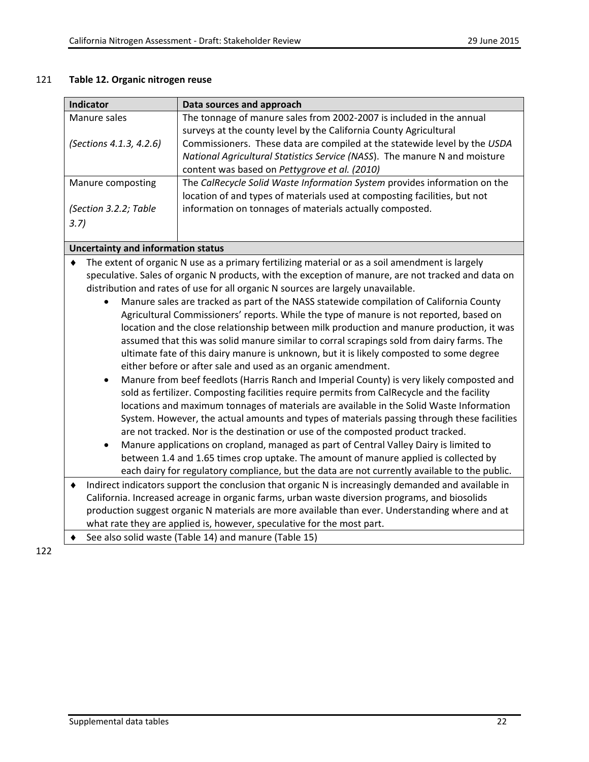**Table 12. Organic nitrogen reuse**

| Indicator | Data sources and approach |
|---|---|
| Manure sales<br><br>*(Sections 4.1.3, 4.2.6)* | The tonnage of manure sales from 2002-2007 is included in the annual surveys at the county level by the California County Agricultural Commissioners. These data are compiled at the statewide level by the *USDA National Agricultural Statistics Service (NASS*). The manure N and moisture content was based on *Pettygrove et al. (2010)* |
| Manure composting<br><br>*(Section 3.2.2; Table 3.7)* | The *CalRecycle Solid Waste Information System* provides information on the location of and types of materials used at composting facilities, but not information on tonnages of materials actually composted. |

**Uncertainty and information status**

- The extent of organic N use as a primary fertilizing material or as a soil amendment is largely speculative. Sales of organic N products, with the exception of manure, are not tracked and data on distribution and rates of use for all organic N sources are largely unavailable.
  - Manure sales are tracked as part of the NASS statewide compilation of California County Agricultural Commissioners' reports. While the type of manure is not reported, based on location and the close relationship between milk production and manure production, it was assumed that this was solid manure similar to corral scrapings sold from dairy farms. The ultimate fate of this dairy manure is unknown, but it is likely composted to some degree either before or after sale and used as an organic amendment.
  - Manure from beef feedlots (Harris Ranch and Imperial County) is very likely composted and sold as fertilizer. Composting facilities require permits from CalRecycle and the facility locations and maximum tonnages of materials are available in the Solid Waste Information System. However, the actual amounts and types of materials passing through these facilities are not tracked. Nor is the destination or use of the composted product tracked.
  - Manure applications on cropland, managed as part of Central Valley Dairy is limited to between 1.4 and 1.65 times crop uptake. The amount of manure applied is collected by each dairy for regulatory compliance, but the data are not currently available to the public.
- Indirect indicators support the conclusion that organic N is increasingly demanded and available in California. Increased acreage in organic farms, urban waste diversion programs, and biosolids production suggest organic N materials are more available than ever. Understanding where and at what rate they are applied is, however, speculative for the most part.
- See also solid waste (Table 14) and manure (Table 15)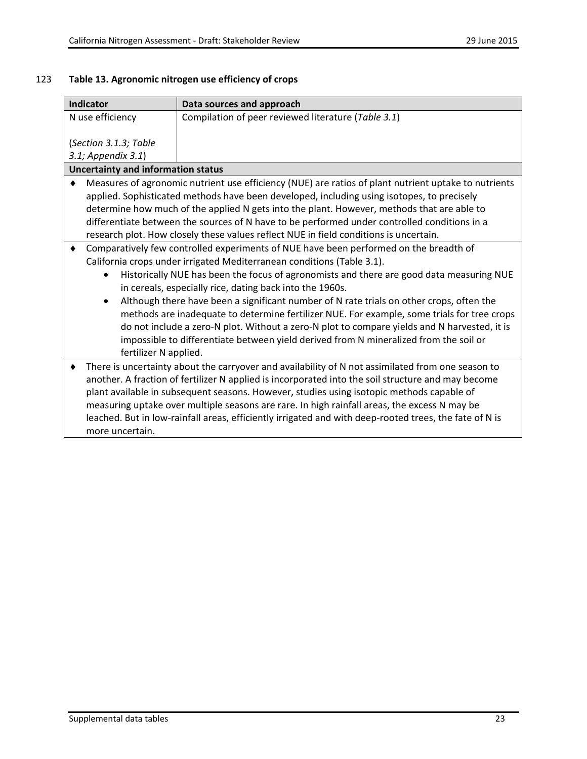123 **Table 13. Agronomic nitrogen use efficiency of crops**

| Indicator | Data sources and approach |
|---|---|
| N use efficiency<br><br>(*Section 3.1.3; Table 3.1; Appendix 3.1*) | Compilation of peer reviewed literature (*Table 3.1*) |

**Uncertainty and information status**

- Measures of agronomic nutrient use efficiency (NUE) are ratios of plant nutrient uptake to nutrients applied. Sophisticated methods have been developed, including using isotopes, to precisely determine how much of the applied N gets into the plant. However, methods that are able to differentiate between the sources of N have to be performed under controlled conditions in a research plot. How closely these values reflect NUE in field conditions is uncertain.
- Comparatively few controlled experiments of NUE have been performed on the breadth of California crops under irrigated Mediterranean conditions (Table 3.1).
  - Historically NUE has been the focus of agronomists and there are good data measuring NUE in cereals, especially rice, dating back into the 1960s.
  - Although there have been a significant number of N rate trials on other crops, often the methods are inadequate to determine fertilizer NUE. For example, some trials for tree crops do not include a zero-N plot. Without a zero-N plot to compare yields and N harvested, it is impossible to differentiate between yield derived from N mineralized from the soil or fertilizer N applied.
- There is uncertainty about the carryover and availability of N not assimilated from one season to another. A fraction of fertilizer N applied is incorporated into the soil structure and may become plant available in subsequent seasons. However, studies using isotopic methods capable of measuring uptake over multiple seasons are rare. In high rainfall areas, the excess N may be leached. But in low-rainfall areas, efficiently irrigated and with deep-rooted trees, the fate of N is more uncertain.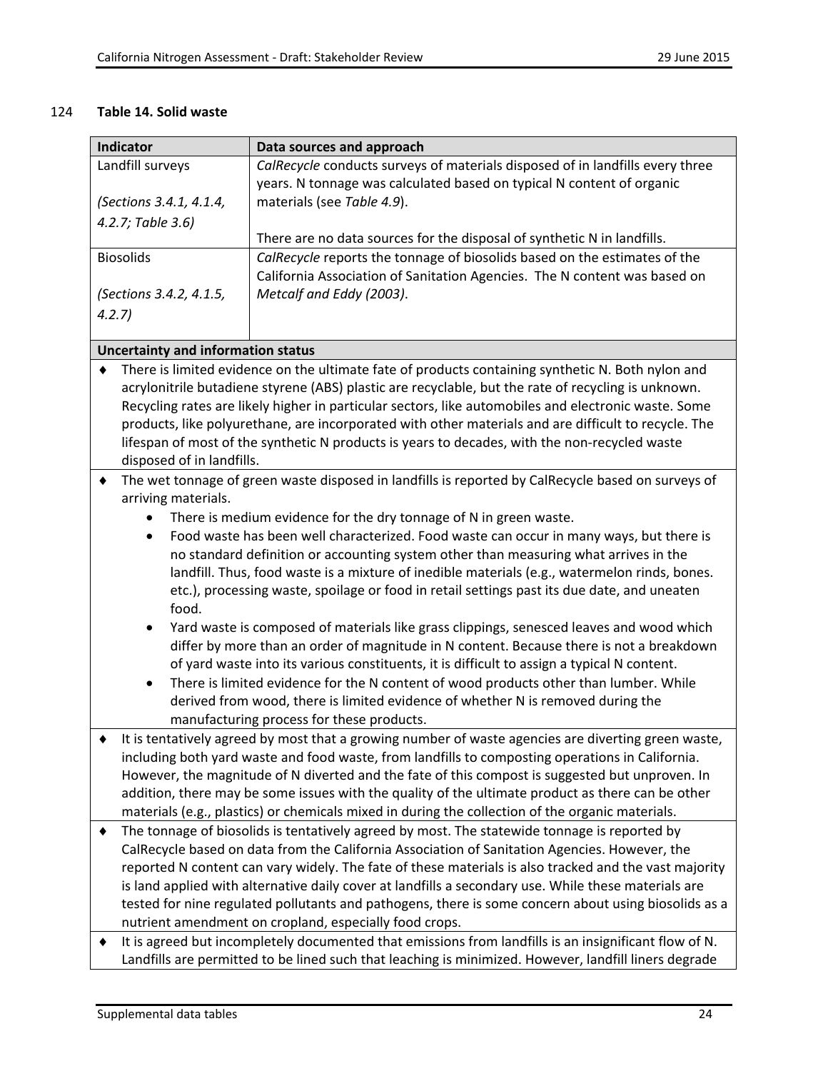**Table 14. Solid waste**

| Indicator | Data sources and approach |
|---|---|
| Landfill surveys<br><br>*(Sections 3.4.1, 4.1.4, 4.2.7; Table 3.6)* | *CalRecycle* conducts surveys of materials disposed of in landfills every three years. N tonnage was calculated based on typical N content of organic materials (see *Table 4.9*).<br><br>There are no data sources for the disposal of synthetic N in landfills. |
| Biosolids<br><br>*(Sections 3.4.2, 4.1.5, 4.2.7)* | *CalRecycle* reports the tonnage of biosolids based on the estimates of the California Association of Sanitation Agencies. The N content was based on *Metcalf and Eddy (2003)*. |

**Uncertainty and information status**

- There is limited evidence on the ultimate fate of products containing synthetic N. Both nylon and acrylonitrile butadiene styrene (ABS) plastic are recyclable, but the rate of recycling is unknown. Recycling rates are likely higher in particular sectors, like automobiles and electronic waste. Some products, like polyurethane, are incorporated with other materials and are difficult to recycle. The lifespan of most of the synthetic N products is years to decades, with the non-recycled waste disposed of in landfills.
- The wet tonnage of green waste disposed in landfills is reported by CalRecycle based on surveys of arriving materials.
  - There is medium evidence for the dry tonnage of N in green waste.
  - Food waste has been well characterized. Food waste can occur in many ways, but there is no standard definition or accounting system other than measuring what arrives in the landfill. Thus, food waste is a mixture of inedible materials (e.g., watermelon rinds, bones. etc.), processing waste, spoilage or food in retail settings past its due date, and uneaten food.
  - Yard waste is composed of materials like grass clippings, senesced leaves and wood which differ by more than an order of magnitude in N content. Because there is not a breakdown of yard waste into its various constituents, it is difficult to assign a typical N content.
  - There is limited evidence for the N content of wood products other than lumber. While derived from wood, there is limited evidence of whether N is removed during the manufacturing process for these products.
- It is tentatively agreed by most that a growing number of waste agencies are diverting green waste, including both yard waste and food waste, from landfills to composting operations in California. However, the magnitude of N diverted and the fate of this compost is suggested but unproven. In addition, there may be some issues with the quality of the ultimate product as there can be other materials (e.g., plastics) or chemicals mixed in during the collection of the organic materials.
- The tonnage of biosolids is tentatively agreed by most. The statewide tonnage is reported by CalRecycle based on data from the California Association of Sanitation Agencies. However, the reported N content can vary widely. The fate of these materials is also tracked and the vast majority is land applied with alternative daily cover at landfills a secondary use. While these materials are tested for nine regulated pollutants and pathogens, there is some concern about using biosolids as a nutrient amendment on cropland, especially food crops.
- It is agreed but incompletely documented that emissions from landfills is an insignificant flow of N. Landfills are permitted to be lined such that leaching is minimized. However, landfill liners degrade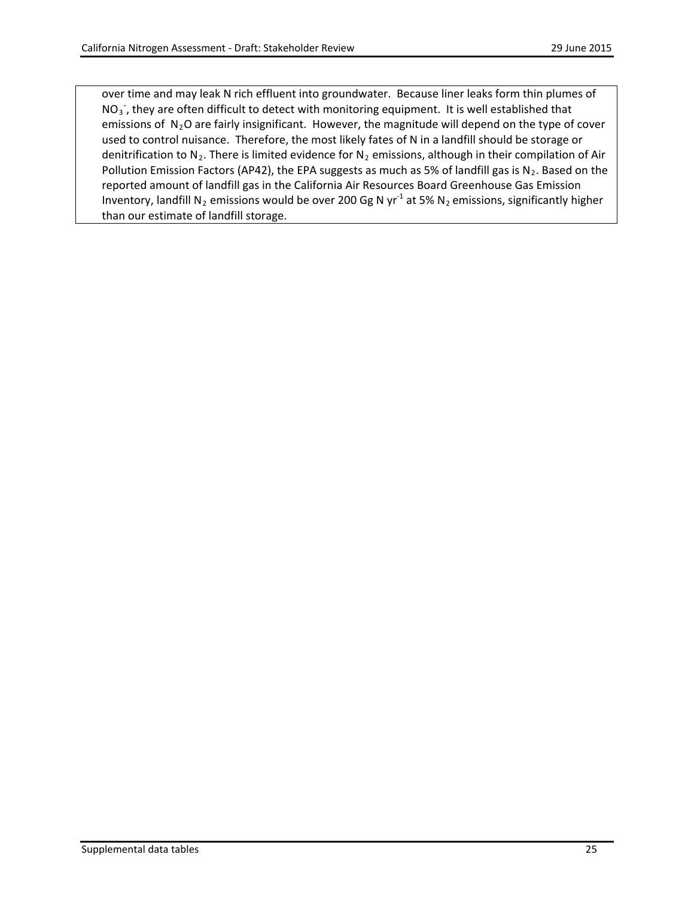over time and may leak N rich effluent into groundwater. Because liner leaks form thin plumes of $NO_3^-$, they are often difficult to detect with monitoring equipment. It is well established that emissions of $N_2O$ are fairly insignificant. However, the magnitude will depend on the type of cover used to control nuisance. Therefore, the most likely fates of N in a landfill should be storage or denitrification to $N_2$. There is limited evidence for $N_2$ emissions, although in their compilation of Air Pollution Emission Factors (AP42), the EPA suggests as much as 5% of landfill gas is $N_2$. Based on the reported amount of landfill gas in the California Air Resources Board Greenhouse Gas Emission Inventory, landfill $N_2$ emissions would be over 200 Gg N $yr^{-1}$ at 5% $N_2$ emissions, significantly higher than our estimate of landfill storage.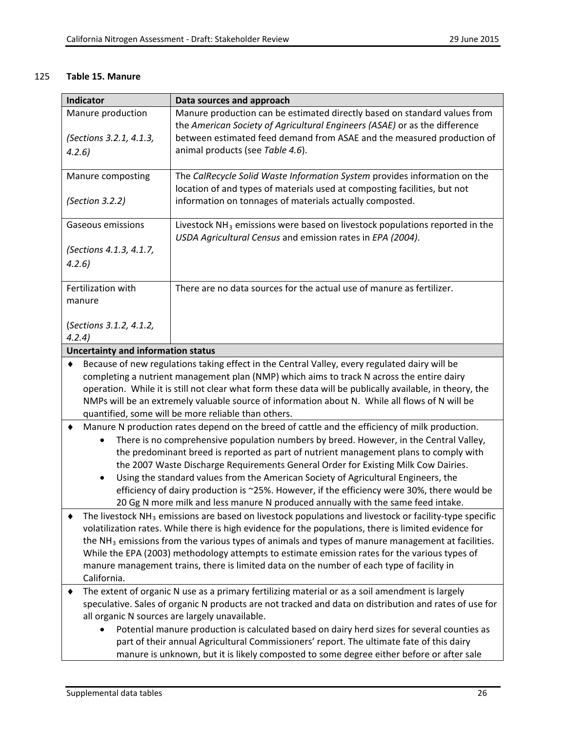125 **Table 15. Manure**

| Indicator | Data sources and approach |
|---|---|
| Manure production<br><br>*(Sections 3.2.1, 4.1.3, 4.2.6)* | Manure production can be estimated directly based on standard values from the *American Society of Agricultural Engineers (ASAE)* or as the difference between estimated feed demand from ASAE and the measured production of animal products (see *Table 4.6*). |
| Manure composting<br><br>*(Section 3.2.2)* | The *CalRecycle Solid Waste Information System* provides information on the location of and types of materials used at composting facilities, but not information on tonnages of materials actually composted. |
| Gaseous emissions<br><br>*(Sections 4.1.3, 4.1.7, 4.2.6)* | Livestock $NH_3$ emissions were based on livestock populations reported in the *USDA Agricultural Census* and emission rates in *EPA (2004)*. |
| Fertilization with manure<br><br>(*Sections 3.1.2, 4.1.2, 4.2.4)* | There are no data sources for the actual use of manure as fertilizer. |

**Uncertainty and information status**

- Because of new regulations taking effect in the Central Valley, every regulated dairy will be completing a nutrient management plan (NMP) which aims to track N across the entire dairy operation. While it is still not clear what form these data will be publically available, in theory, the NMPs will be an extremely valuable source of information about N. While all flows of N will be quantified, some will be more reliable than others.
- Manure N production rates depend on the breed of cattle and the efficiency of milk production.
  - There is no comprehensive population numbers by breed. However, in the Central Valley, the predominant breed is reported as part of nutrient management plans to comply with the 2007 Waste Discharge Requirements General Order for Existing Milk Cow Dairies.
  - Using the standard values from the American Society of Agricultural Engineers, the efficiency of dairy production is ~25%. However, if the efficiency were 30%, there would be 20 Gg N more milk and less manure N produced annually with the same feed intake.
- The livestock $NH_3$ emissions are based on livestock populations and livestock or facility-type specific volatilization rates. While there is high evidence for the populations, there is limited evidence for the $NH_3$ emissions from the various types of animals and types of manure management at facilities. While the EPA (2003) methodology attempts to estimate emission rates for the various types of manure management trains, there is limited data on the number of each type of facility in California.
- The extent of organic N use as a primary fertilizing material or as a soil amendment is largely speculative. Sales of organic N products are not tracked and data on distribution and rates of use for all organic N sources are largely unavailable.
  - Potential manure production is calculated based on dairy herd sizes for several counties as part of their annual Agricultural Commissioners' report. The ultimate fate of this dairy manure is unknown, but it is likely composted to some degree either before or after sale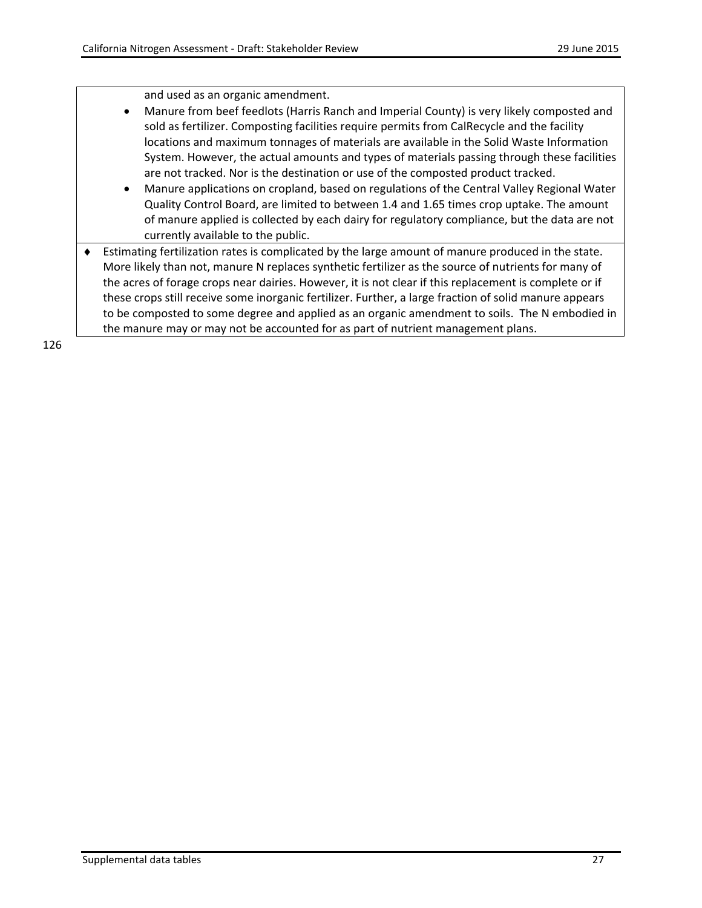and used as an organic amendment.

- Manure from beef feedlots (Harris Ranch and Imperial County) is very likely composted and sold as fertilizer. Composting facilities require permits from CalRecycle and the facility locations and maximum tonnages of materials are available in the Solid Waste Information System. However, the actual amounts and types of materials passing through these facilities are not tracked. Nor is the destination or use of the composted product tracked.
- Manure applications on cropland, based on regulations of the Central Valley Regional Water Quality Control Board, are limited to between 1.4 and 1.65 times crop uptake. The amount of manure applied is collected by each dairy for regulatory compliance, but the data are not currently available to the public.

♦ Estimating fertilization rates is complicated by the large amount of manure produced in the state. More likely than not, manure N replaces synthetic fertilizer as the source of nutrients for many of the acres of forage crops near dairies. However, it is not clear if this replacement is complete or if these crops still receive some inorganic fertilizer. Further, a large fraction of solid manure appears to be composted to some degree and applied as an organic amendment to soils. The N embodied in the manure may or may not be accounted for as part of nutrient management plans.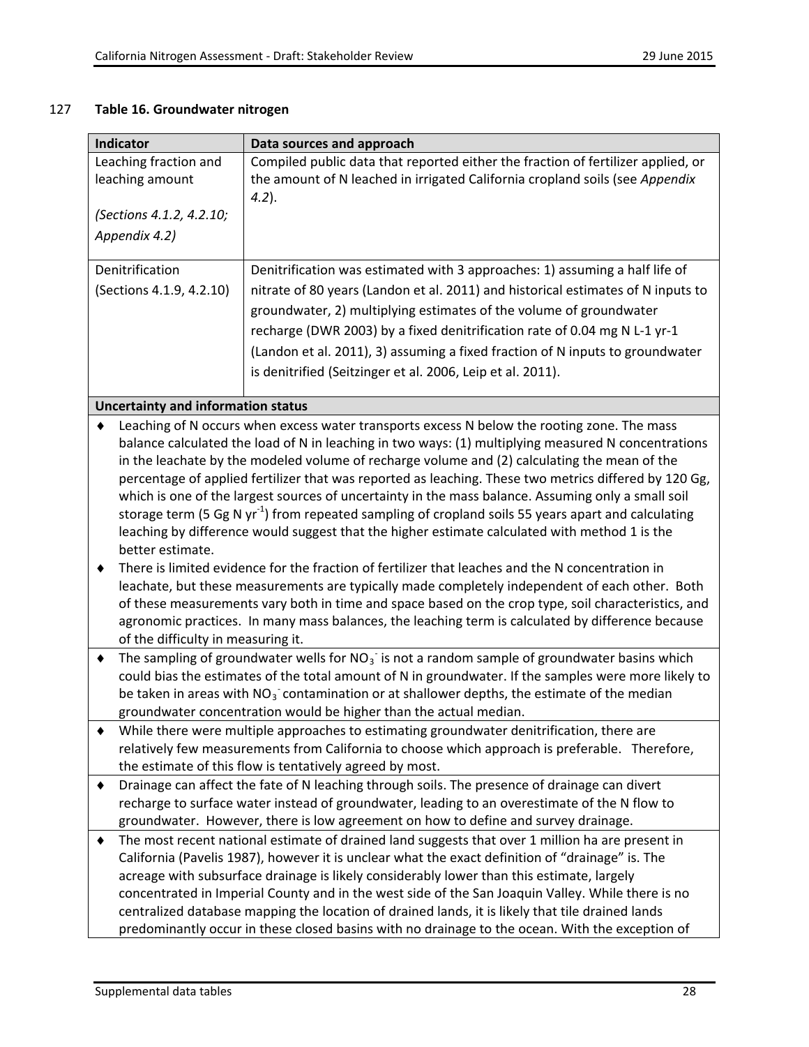127 **Table 16. Groundwater nitrogen**

| Indicator | Data sources and approach |
|---|---|
| Leaching fraction and leaching amount<br><br>*(Sections 4.1.2, 4.2.10; Appendix 4.2)* | Compiled public data that reported either the fraction of fertilizer applied, or the amount of N leached in irrigated California cropland soils (see *Appendix 4.2*). |
| Denitrification<br>(Sections 4.1.9, 4.2.10) | Denitrification was estimated with 3 approaches: 1) assuming a half life of nitrate of 80 years (Landon et al. 2011) and historical estimates of N inputs to groundwater, 2) multiplying estimates of the volume of groundwater recharge (DWR 2003) by a fixed denitrification rate of 0.04 mg N L-1 yr-1 (Landon et al. 2011), 3) assuming a fixed fraction of N inputs to groundwater is denitrified (Seitzinger et al. 2006, Leip et al. 2011). |

**Uncertainty and information status**

- Leaching of N occurs when excess water transports excess N below the rooting zone. The mass balance calculated the load of N in leaching in two ways: (1) multiplying measured N concentrations in the leachate by the modeled volume of recharge volume and (2) calculating the mean of the percentage of applied fertilizer that was reported as leaching. These two metrics differed by 120 Gg, which is one of the largest sources of uncertainty in the mass balance. Assuming only a small soil storage term (5 Gg N $yr^{-1}$) from repeated sampling of cropland soils 55 years apart and calculating leaching by difference would suggest that the higher estimate calculated with method 1 is the better estimate.
- There is limited evidence for the fraction of fertilizer that leaches and the N concentration in leachate, but these measurements are typically made completely independent of each other. Both of these measurements vary both in time and space based on the crop type, soil characteristics, and agronomic practices. In many mass balances, the leaching term is calculated by difference because of the difficulty in measuring it.
- The sampling of groundwater wells for $NO_3^-$ is not a random sample of groundwater basins which could bias the estimates of the total amount of N in groundwater. If the samples were more likely to be taken in areas with $NO_3^-$ contamination or at shallower depths, the estimate of the median groundwater concentration would be higher than the actual median.
- While there were multiple approaches to estimating groundwater denitrification, there are relatively few measurements from California to choose which approach is preferable. Therefore, the estimate of this flow is tentatively agreed by most.
- Drainage can affect the fate of N leaching through soils. The presence of drainage can divert recharge to surface water instead of groundwater, leading to an overestimate of the N flow to groundwater. However, there is low agreement on how to define and survey drainage.
- The most recent national estimate of drained land suggests that over 1 million ha are present in California (Pavelis 1987), however it is unclear what the exact definition of "drainage" is. The acreage with subsurface drainage is likely considerably lower than this estimate, largely concentrated in Imperial County and in the west side of the San Joaquin Valley. While there is no centralized database mapping the location of drained lands, it is likely that tile drained lands predominantly occur in these closed basins with no drainage to the ocean. With the exception of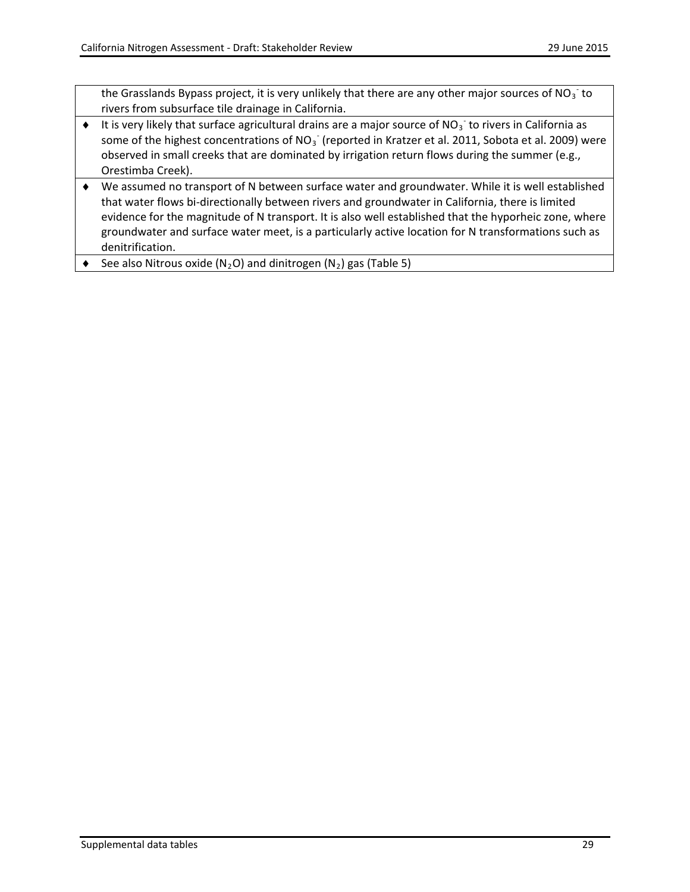the Grasslands Bypass project, it is very unlikely that there are any other major sources of $NO_3^-$ to rivers from subsurface tile drainage in California.

- It is very likely that surface agricultural drains are a major source of $NO_3^-$ to rivers in California as some of the highest concentrations of $NO_3^-$ (reported in Kratzer et al. 2011, Sobota et al. 2009) were observed in small creeks that are dominated by irrigation return flows during the summer (e.g., Orestimba Creek).
- We assumed no transport of N between surface water and groundwater. While it is well established that water flows bi-directionally between rivers and groundwater in California, there is limited evidence for the magnitude of N transport. It is also well established that the hyporheic zone, where groundwater and surface water meet, is a particularly active location for N transformations such as denitrification.
- See also Nitrous oxide ($N_2O$) and dinitrogen ($N_2$) gas (Table 5)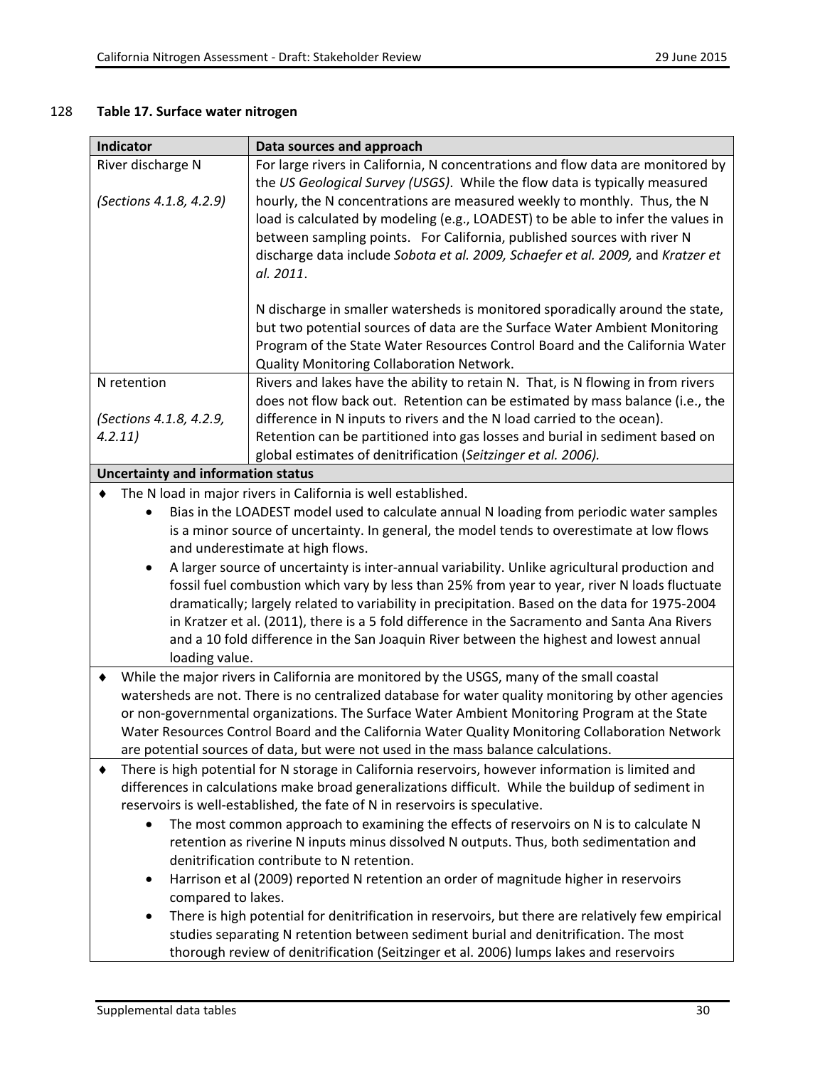128 **Table 17. Surface water nitrogen**

| Indicator | Data sources and approach |
|---|---|
| River discharge N<br><br>*(Sections 4.1.8, 4.2.9)* | For large rivers in California, N concentrations and flow data are monitored by the *US Geological Survey (USGS)*. While the flow data is typically measured hourly, the N concentrations are measured weekly to monthly. Thus, the N load is calculated by modeling (e.g., LOADEST) to be able to infer the values in between sampling points. For California, published sources with river N discharge data include *Sobota et al. 2009, Schaefer et al. 2009,* and *Kratzer et al. 2011*.<br><br>N discharge in smaller watersheds is monitored sporadically around the state, but two potential sources of data are the Surface Water Ambient Monitoring Program of the State Water Resources Control Board and the California Water Quality Monitoring Collaboration Network. |
| N retention<br><br>*(Sections 4.1.8, 4.2.9, 4.2.11)* | Rivers and lakes have the ability to retain N. That, is N flowing in from rivers does not flow back out. Retention can be estimated by mass balance (i.e., the difference in N inputs to rivers and the N load carried to the ocean). Retention can be partitioned into gas losses and burial in sediment based on global estimates of denitrification (*Seitzinger et al. 2006).* |
| **Uncertainty and information status** | |

- The N load in major rivers in California is well established.
  - Bias in the LOADEST model used to calculate annual N loading from periodic water samples is a minor source of uncertainty. In general, the model tends to overestimate at low flows and underestimate at high flows.
  - A larger source of uncertainty is inter-annual variability. Unlike agricultural production and fossil fuel combustion which vary by less than 25% from year to year, river N loads fluctuate dramatically; largely related to variability in precipitation. Based on the data for 1975-2004 in Kratzer et al. (2011), there is a 5 fold difference in the Sacramento and Santa Ana Rivers and a 10 fold difference in the San Joaquin River between the highest and lowest annual loading value.
- While the major rivers in California are monitored by the USGS, many of the small coastal watersheds are not. There is no centralized database for water quality monitoring by other agencies or non-governmental organizations. The Surface Water Ambient Monitoring Program at the State Water Resources Control Board and the California Water Quality Monitoring Collaboration Network are potential sources of data, but were not used in the mass balance calculations.
- There is high potential for N storage in California reservoirs, however information is limited and differences in calculations make broad generalizations difficult. While the buildup of sediment in reservoirs is well-established, the fate of N in reservoirs is speculative.
  - The most common approach to examining the effects of reservoirs on N is to calculate N retention as riverine N inputs minus dissolved N outputs. Thus, both sedimentation and denitrification contribute to N retention.
  - Harrison et al (2009) reported N retention an order of magnitude higher in reservoirs compared to lakes.
  - There is high potential for denitrification in reservoirs, but there are relatively few empirical studies separating N retention between sediment burial and denitrification. The most thorough review of denitrification (Seitzinger et al. 2006) lumps lakes and reservoirs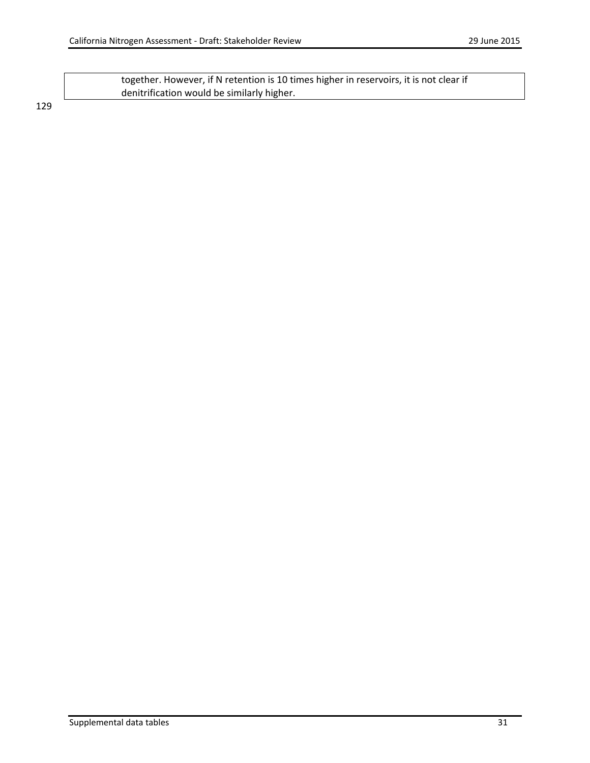| | |
|---|---|
| | together. However, if N retention is 10 times higher in reservoirs, it is not clear if denitrification would be similarly higher. |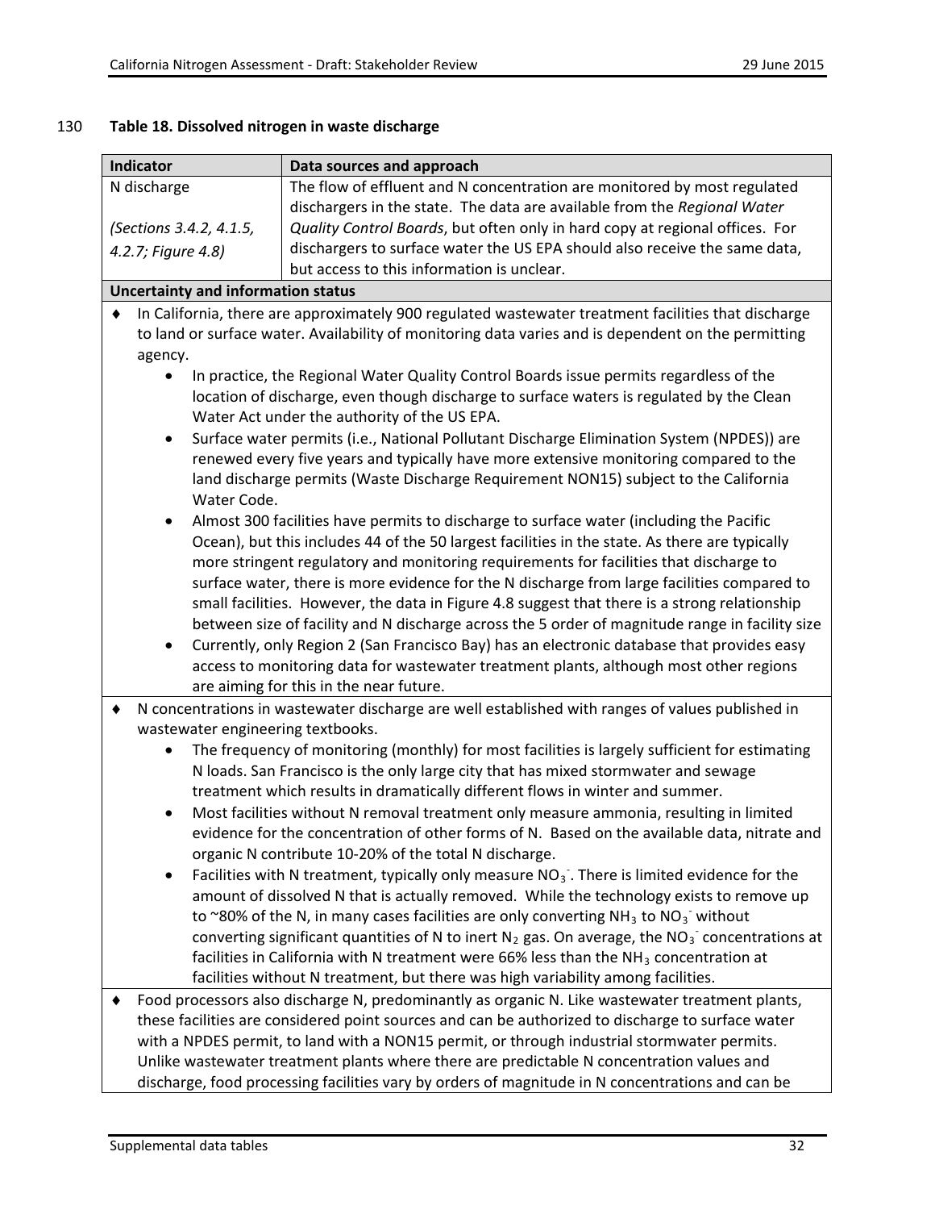130 **Table 18. Dissolved nitrogen in waste discharge**

| Indicator | Data sources and approach |
|---|---|
| N discharge<br><br>*(Sections 3.4.2, 4.1.5, 4.2.7; Figure 4.8)* | The flow of effluent and N concentration are monitored by most regulated dischargers in the state. The data are available from the *Regional Water Quality Control Boards*, but often only in hard copy at regional offices. For dischargers to surface water the US EPA should also receive the same data, but access to this information is unclear. |

**Uncertainty and information status**

- In California, there are approximately 900 regulated wastewater treatment facilities that discharge to land or surface water. Availability of monitoring data varies and is dependent on the permitting agency.
    - In practice, the Regional Water Quality Control Boards issue permits regardless of the location of discharge, even though discharge to surface waters is regulated by the Clean Water Act under the authority of the US EPA.
    - Surface water permits (i.e., National Pollutant Discharge Elimination System (NPDES)) are renewed every five years and typically have more extensive monitoring compared to the land discharge permits (Waste Discharge Requirement NON15) subject to the California Water Code.
    - Almost 300 facilities have permits to discharge to surface water (including the Pacific Ocean), but this includes 44 of the 50 largest facilities in the state. As there are typically more stringent regulatory and monitoring requirements for facilities that discharge to surface water, there is more evidence for the N discharge from large facilities compared to small facilities. However, the data in Figure 4.8 suggest that there is a strong relationship between size of facility and N discharge across the 5 order of magnitude range in facility size
    - Currently, only Region 2 (San Francisco Bay) has an electronic database that provides easy access to monitoring data for wastewater treatment plants, although most other regions are aiming for this in the near future.
- N concentrations in wastewater discharge are well established with ranges of values published in wastewater engineering textbooks.
    - The frequency of monitoring (monthly) for most facilities is largely sufficient for estimating N loads. San Francisco is the only large city that has mixed stormwater and sewage treatment which results in dramatically different flows in winter and summer.
    - Most facilities without N removal treatment only measure ammonia, resulting in limited evidence for the concentration of other forms of N. Based on the available data, nitrate and organic N contribute 10-20% of the total N discharge.
    - Facilities with N treatment, typically only measure $NO_3^-$. There is limited evidence for the amount of dissolved N that is actually removed. While the technology exists to remove up to ~80% of the N, in many cases facilities are only converting $NH_3$ to $NO_3^-$ without converting significant quantities of N to inert $N_2$ gas. On average, the $NO_3^-$ concentrations at facilities in California with N treatment were 66% less than the $NH_3$ concentration at facilities without N treatment, but there was high variability among facilities.
- Food processors also discharge N, predominantly as organic N. Like wastewater treatment plants, these facilities are considered point sources and can be authorized to discharge to surface water with a NPDES permit, to land with a NON15 permit, or through industrial stormwater permits. Unlike wastewater treatment plants where there are predictable N concentration values and discharge, food processing facilities vary by orders of magnitude in N concentrations and can be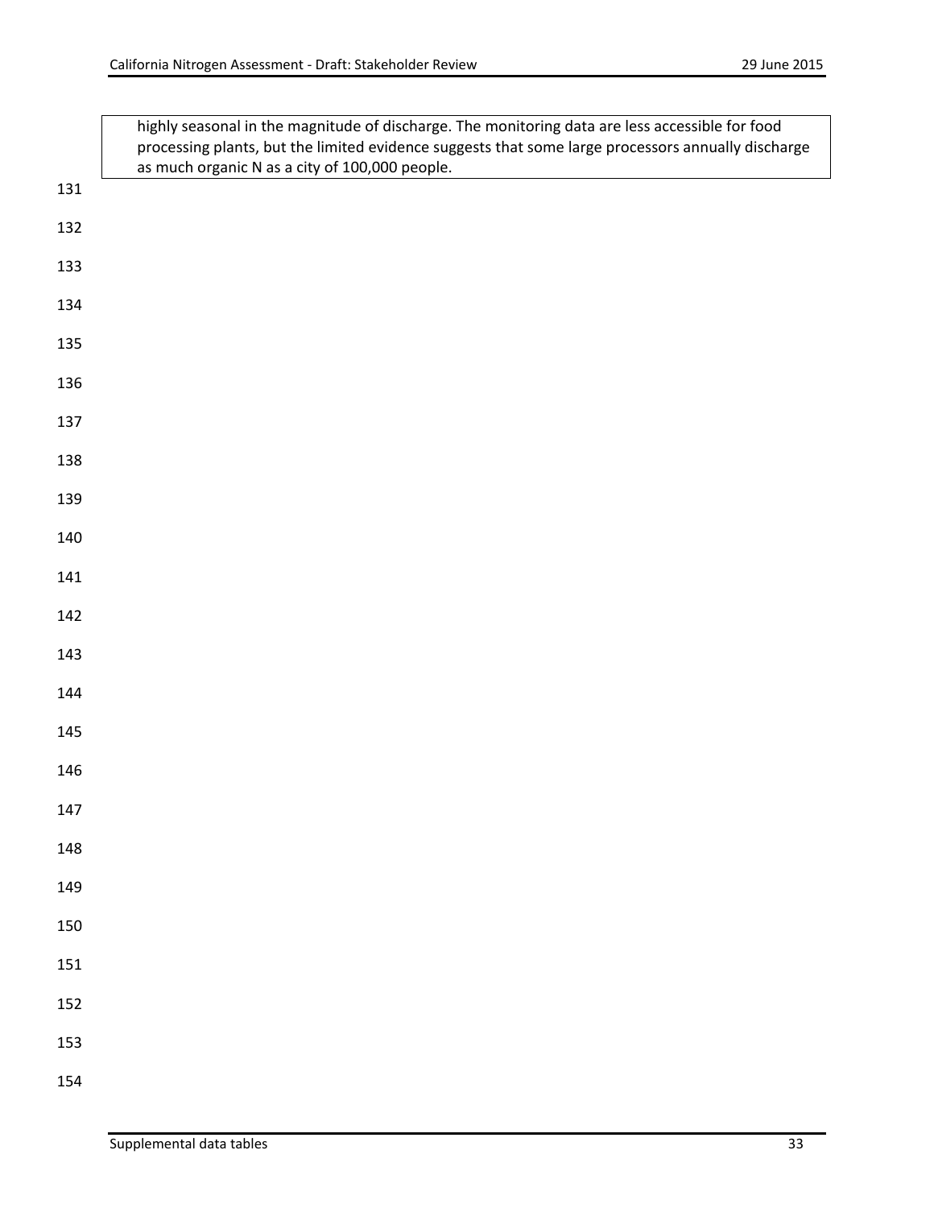highly seasonal in the magnitude of discharge. The monitoring data are less accessible for food processing plants, but the limited evidence suggests that some large processors annually discharge as much organic N as a city of 100,000 people.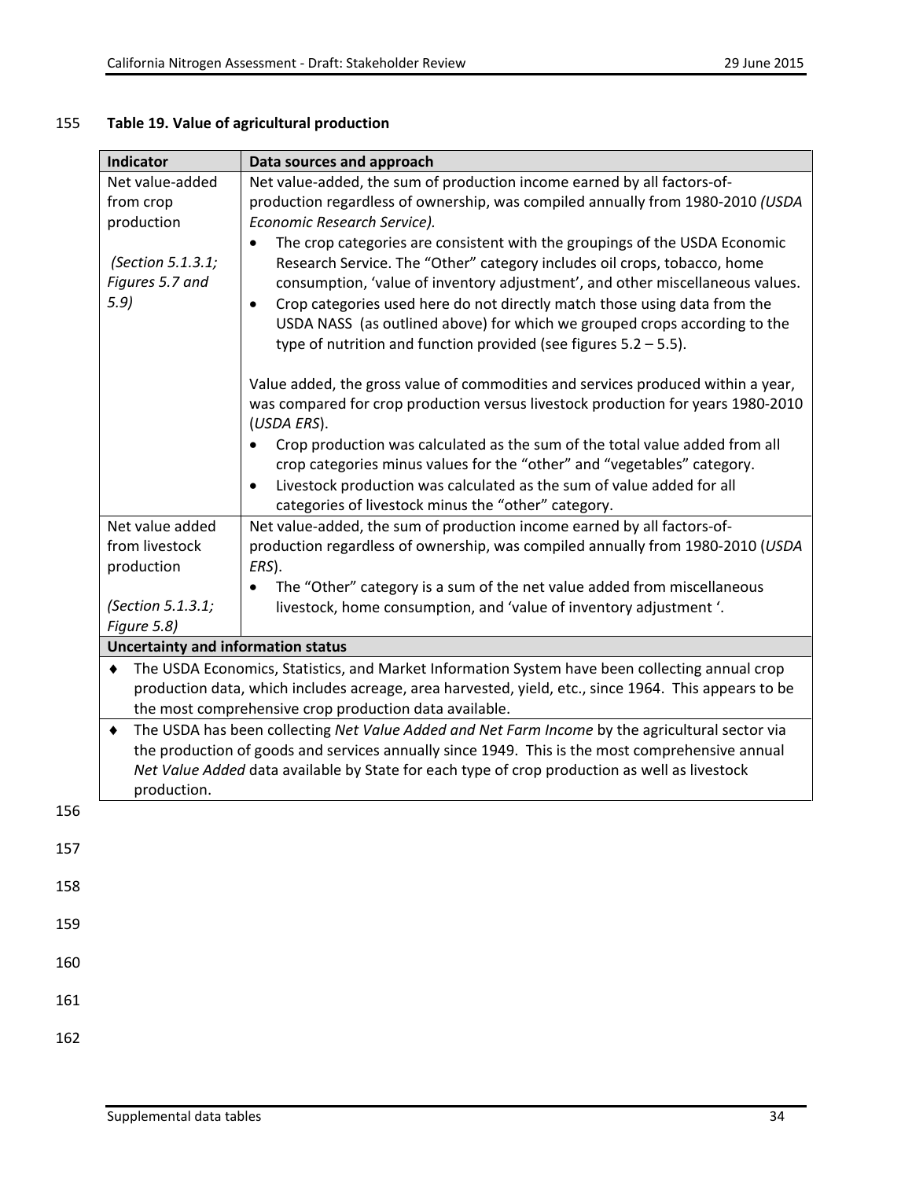**Table 19. Value of agricultural production**

| Indicator | Data sources and approach |
|---|---|
| Net value-added from crop production<br><br>*(Section 5.1.3.1; Figures 5.7 and 5.9)* | Net value-added, the sum of production income earned by all factors-of-production regardless of ownership, was compiled annually from 1980-2010 *(USDA Economic Research Service).*<br>• The crop categories are consistent with the groupings of the USDA Economic Research Service. The "Other" category includes oil crops, tobacco, home consumption, 'value of inventory adjustment', and other miscellaneous values.<br>• Crop categories used here do not directly match those using data from the USDA NASS (as outlined above) for which we grouped crops according to the type of nutrition and function provided (see figures 5.2 – 5.5).<br><br>Value added, the gross value of commodities and services produced within a year, was compared for crop production versus livestock production for years 1980-2010 (*USDA ERS*).<br>• Crop production was calculated as the sum of the total value added from all crop categories minus values for the "other" and "vegetables" category.<br>• Livestock production was calculated as the sum of value added for all categories of livestock minus the "other" category. |
| Net value added from livestock production<br><br>*(Section 5.1.3.1; Figure 5.8)* | Net value-added, the sum of production income earned by all factors-of-production regardless of ownership, was compiled annually from 1980-2010 (*USDA ERS*).<br>• The "Other" category is a sum of the net value added from miscellaneous livestock, home consumption, and 'value of inventory adjustment '. |
| **Uncertainty and information status** | |
| ♦ The USDA Economics, Statistics, and Market Information System have been collecting annual crop production data, which includes acreage, area harvested, yield, etc., since 1964. This appears to be the most comprehensive crop production data available. | |
| ♦ The USDA has been collecting *Net Value Added and Net Farm Income* by the agricultural sector via the production of goods and services annually since 1949. This is the most comprehensive annual *Net Value Added* data available by State for each type of crop production as well as livestock production. | |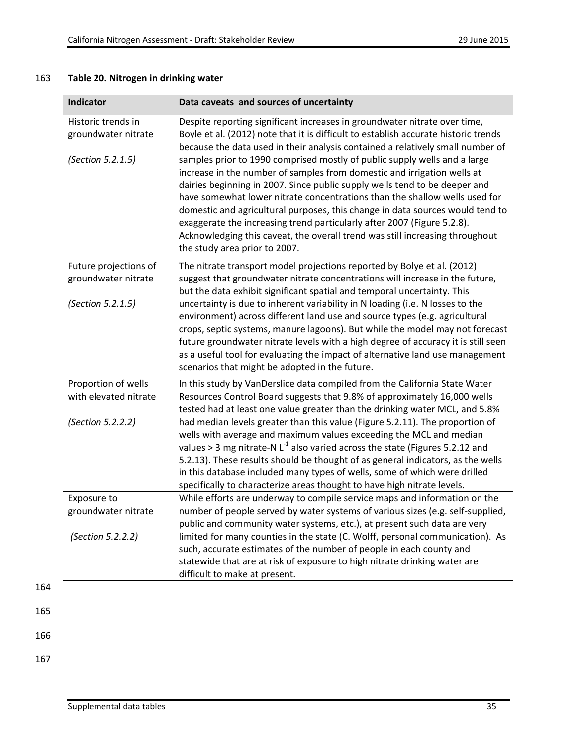**Table 20. Nitrogen in drinking water**

| Indicator | Data caveats and sources of uncertainty |
|---|---|
| Historic trends in groundwater nitrate<br><br>*(Section 5.2.1.5)* | Despite reporting significant increases in groundwater nitrate over time, Boyle et al. (2012) note that it is difficult to establish accurate historic trends because the data used in their analysis contained a relatively small number of samples prior to 1990 comprised mostly of public supply wells and a large increase in the number of samples from domestic and irrigation wells at dairies beginning in 2007. Since public supply wells tend to be deeper and have somewhat lower nitrate concentrations than the shallow wells used for domestic and agricultural purposes, this change in data sources would tend to exaggerate the increasing trend particularly after 2007 (Figure 5.2.8). Acknowledging this caveat, the overall trend was still increasing throughout the study area prior to 2007. |
| Future projections of groundwater nitrate<br><br>*(Section 5.2.1.5)* | The nitrate transport model projections reported by Bolye et al. (2012) suggest that groundwater nitrate concentrations will increase in the future, but the data exhibit significant spatial and temporal uncertainty. This uncertainty is due to inherent variability in N loading (i.e. N losses to the environment) across different land use and source types (e.g. agricultural crops, septic systems, manure lagoons). But while the model may not forecast future groundwater nitrate levels with a high degree of accuracy it is still seen as a useful tool for evaluating the impact of alternative land use management scenarios that might be adopted in the future. |
| Proportion of wells with elevated nitrate<br><br>*(Section 5.2.2.2)* | In this study by VanDerslice data compiled from the California State Water Resources Control Board suggests that 9.8% of approximately 16,000 wells tested had at least one value greater than the drinking water MCL, and 5.8% had median levels greater than this value (Figure 5.2.11). The proportion of wells with average and maximum values exceeding the MCL and median values > 3 mg nitrate-N $L^{-1}$ also varied across the state (Figures 5.2.12 and 5.2.13). These results should be thought of as general indicators, as the wells in this database included many types of wells, some of which were drilled specifically to characterize areas thought to have high nitrate levels. |
| Exposure to groundwater nitrate<br><br>*(Section 5.2.2.2)* | While efforts are underway to compile service maps and information on the number of people served by water systems of various sizes (e.g. self-supplied, public and community water systems, etc.), at present such data are very limited for many counties in the state (C. Wolff, personal communication). As such, accurate estimates of the number of people in each county and statewide that are at risk of exposure to high nitrate drinking water are difficult to make at present. |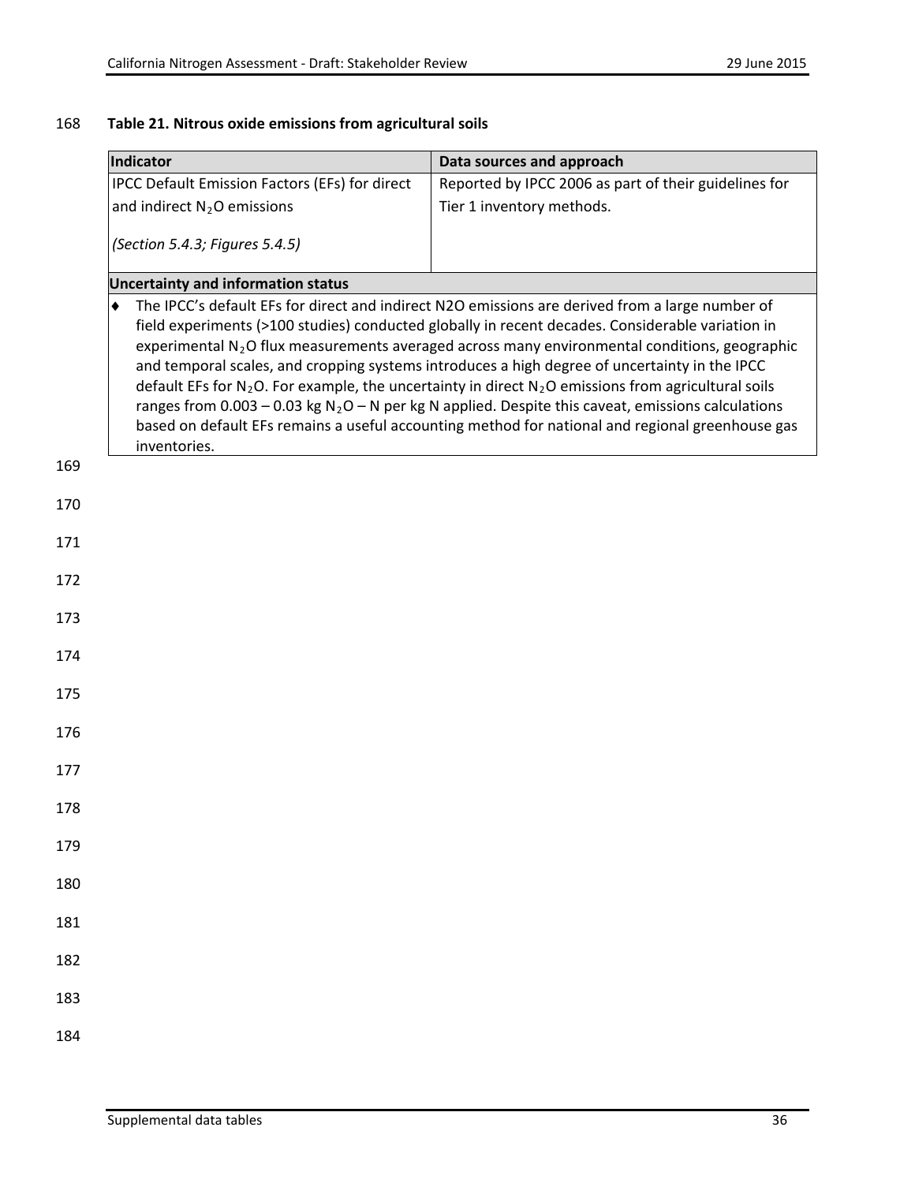**Table 21. Nitrous oxide emissions from agricultural soils**

| Indicator | Data sources and approach |
|---|---|
| IPCC Default Emission Factors (EFs) for direct and indirect $N_2O$ emissions<br><br>*(Section 5.4.3; Figures 5.4.5)* | Reported by IPCC 2006 as part of their guidelines for Tier 1 inventory methods. |
| **Uncertainty and information status** | |
| ♦ The IPCC's default EFs for direct and indirect N2O emissions are derived from a large number of field experiments (>100 studies) conducted globally in recent decades. Considerable variation in experimental $N_2O$ flux measurements averaged across many environmental conditions, geographic and temporal scales, and cropping systems introduces a high degree of uncertainty in the IPCC default EFs for $N_2O$. For example, the uncertainty in direct $N_2O$ emissions from agricultural soils ranges from 0.003 – 0.03 kg $N_2O$ – N per kg N applied. Despite this caveat, emissions calculations based on default EFs remains a useful accounting method for national and regional greenhouse gas inventories. | |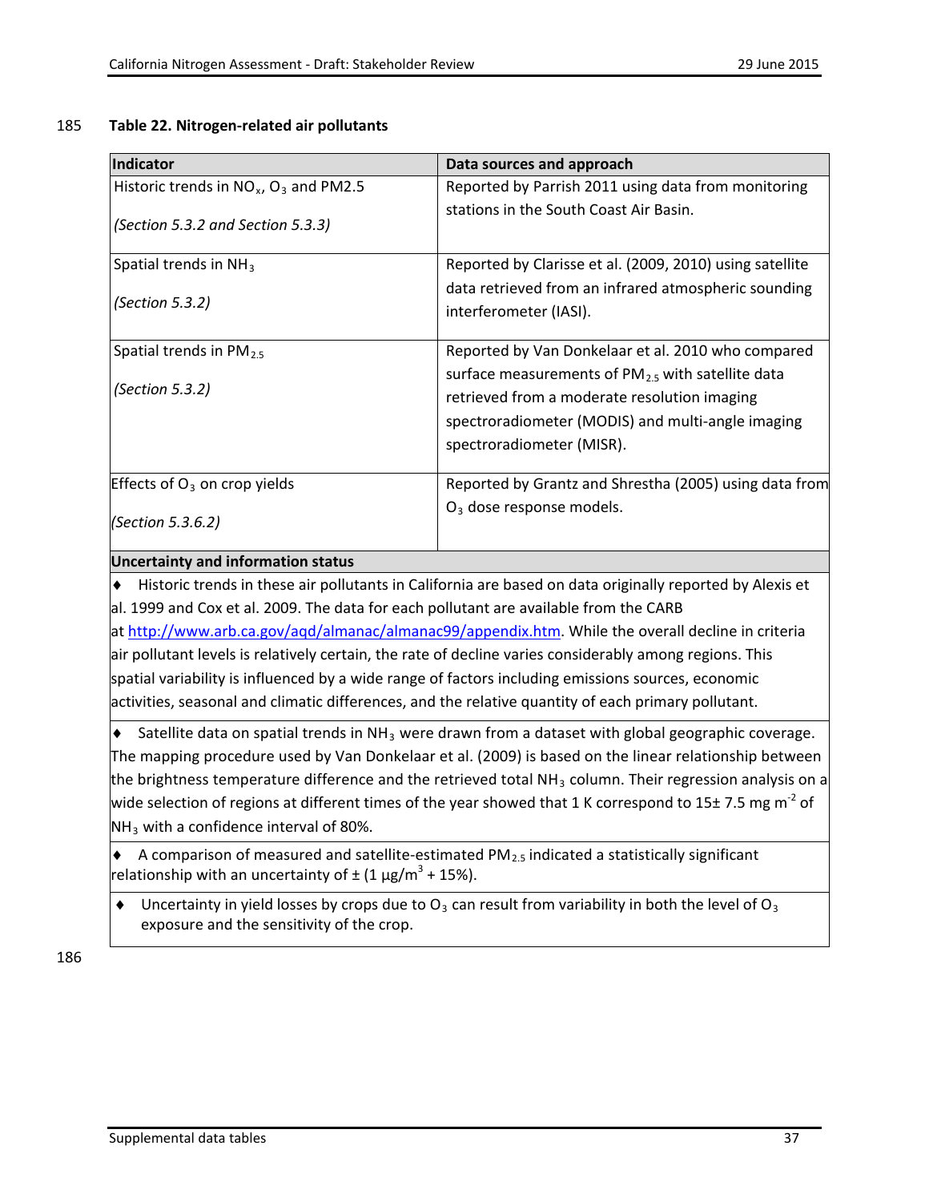185 **Table 22. Nitrogen-related air pollutants**

| Indicator | Data sources and approach |
|---|---|
| Historic trends in $NO_x$, $O_3$ and PM2.5<br><br>*(Section 5.3.2 and Section 5.3.3)* | Reported by Parrish 2011 using data from monitoring stations in the South Coast Air Basin. |
| Spatial trends in $NH_3$<br><br>*(Section 5.3.2)* | Reported by Clarisse et al. (2009, 2010) using satellite data retrieved from an infrared atmospheric sounding interferometer (IASI). |
| Spatial trends in $PM_{2.5}$<br><br>*(Section 5.3.2)* | Reported by Van Donkelaar et al. 2010 who compared surface measurements of $PM_{2.5}$ with satellite data retrieved from a moderate resolution imaging spectroradiometer (MODIS) and multi-angle imaging spectroradiometer (MISR). |
| Effects of $O_3$ on crop yields<br><br>*(Section 5.3.6.2)* | Reported by Grantz and Shrestha (2005) using data from $O_3$ dose response models. |
| **Uncertainty and information status** | |
| ♦ Historic trends in these air pollutants in California are based on data originally reported by Alexis et al. 1999 and Cox et al. 2009. The data for each pollutant are available from the CARB at http://www.arb.ca.gov/aqd/almanac/almanac99/appendix.htm. While the overall decline in criteria air pollutant levels is relatively certain, the rate of decline varies considerably among regions. This spatial variability is influenced by a wide range of factors including emissions sources, economic activities, seasonal and climatic differences, and the relative quantity of each primary pollutant. | |
| ♦ Satellite data on spatial trends in $NH_3$ were drawn from a dataset with global geographic coverage. The mapping procedure used by Van Donkelaar et al. (2009) is based on the linear relationship between the brightness temperature difference and the retrieved total $NH_3$ column. Their regression analysis on a wide selection of regions at different times of the year showed that 1 K correspond to 15± 7.5 mg $m^{-2}$ of $NH_3$ with a confidence interval of 80%. | |
| ♦ A comparison of measured and satellite-estimated $PM_{2.5}$ indicated a statistically significant relationship with an uncertainty of ± (1 μg/$m^3$ + 15%). | |
| ♦ Uncertainty in yield losses by crops due to $O_3$ can result from variability in both the level of $O_3$ exposure and the sensitivity of the crop. | |

186